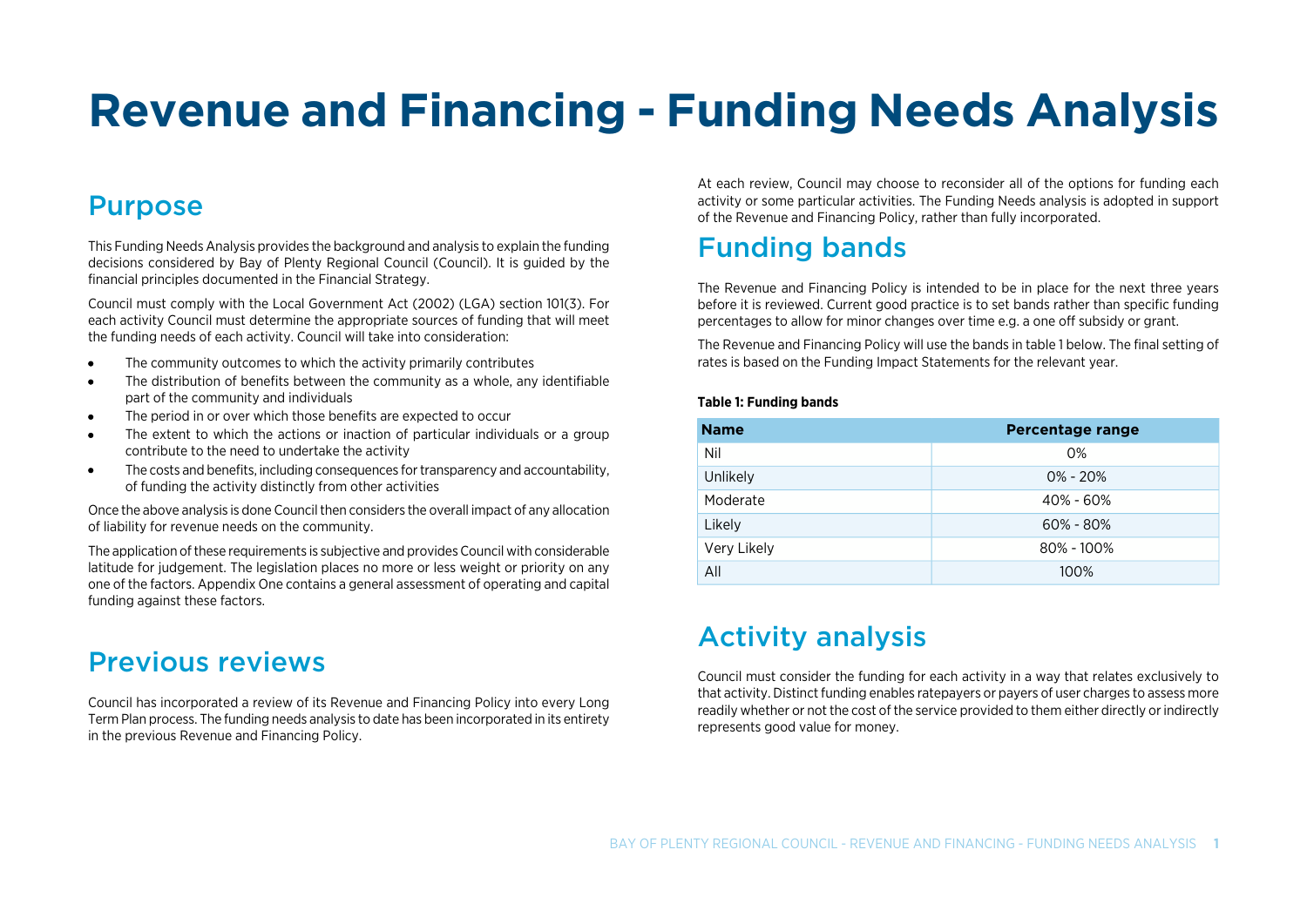# Revenue and Financing - Funding Needs Analysis

## Purpose

This Funding Needs Analysis provides the background and analysis to explain the funding decisions considered by Bay of Plenty Regional Council (Council). It is guided by the financial principles documented in the Financial Strategy.

Council must comply with the Local Government Act (2002) (LGA) section 101(3). For each activity Council must determine the appropriate sources of funding that will meet the funding needs of each activity. Council will take into consideration:

- The community outcomes to which the activity primarily contributes
- The distribution of benefits between the community as a whole, any identifiable part of the community and individuals
- The period in or over which those benefits are expected to occur
- The extent to which the actions or inaction of particular individuals or a group contribute to the need to undertake the activity
- The costs and benefits, including consequences for transparency and accountability, of funding the activity distinctly from other activities

Once the above analysis is done Council then considers the overall impact of any allocation of liability for revenue needs on the community.

The application of these requirements is subjective and provides Council with considerable latitude for judgement. The legislation places no more or less weight or priority on any one of the factors. Appendix One contains a general assessment of operating and capital funding against these factors.

## Previous reviews

Council has incorporated a review of its Revenue and Financing Policy into every Long Term Plan process. The funding needs analysis to date has been incorporated in its entirety in the previous Revenue and Financing Policy.

At each review, Council may choose to reconsider all of the options for funding each activity or some particular activities. The Funding Needs analysis is adopted in support of the Revenue and Financing Policy, rather than fully incorporated.

## Funding bands

The Revenue and Financing Policy is intended to be in place for the next three years before it is reviewed. Current good practice is to set bands rather than specific funding percentages to allow for minor changes over time e.g. a one off subsidy or grant.

The Revenue and Financing Policy will use the bands in table 1 below. The final setting of rates is based on the Funding Impact Statements for the relevant year.

**Table 1: Funding bands**

| Name | Percentage range |
|---|---|
| Nil | 0% |
| Unlikely | 0% - 20% |
| Moderate | 40% - 60% |
| Likely | 60% - 80% |
| Very Likely | 80% - 100% |
| All | 100% |

## Activity analysis

Council must consider the funding for each activity in a way that relates exclusively to that activity. Distinct funding enables ratepayers or payers of user charges to assess more readily whether or not the cost of the service provided to them either directly or indirectly represents good value for money.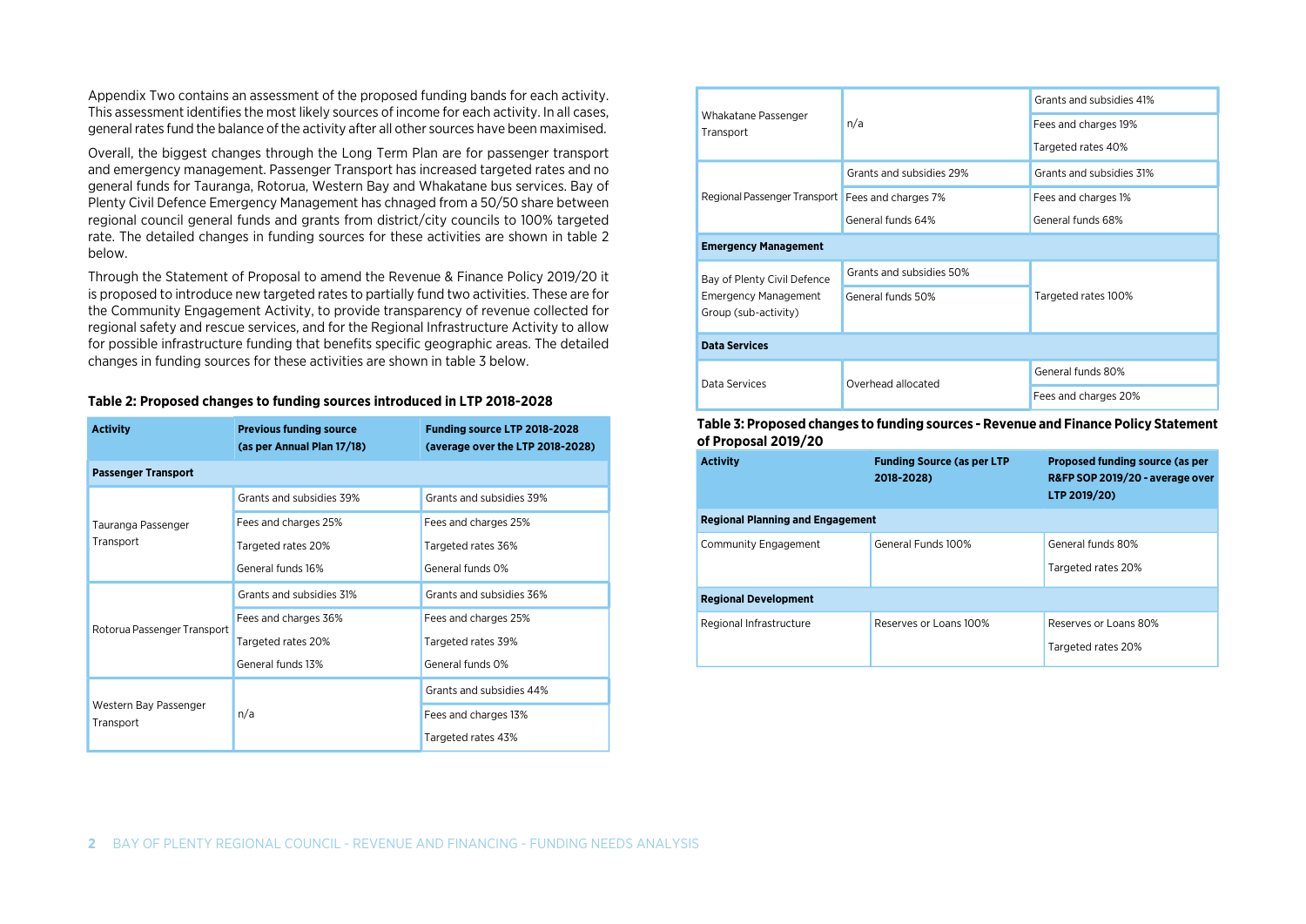Appendix Two contains an assessment of the proposed funding bands for each activity. This assessment identifies the most likely sources of income for each activity. In all cases, general rates fund the balance of the activity after all other sources have been maximised.

Overall, the biggest changes through the Long Term Plan are for passenger transport and emergency management. Passenger Transport has increased targeted rates and no general funds for Tauranga, Rotorua, Western Bay and Whakatane bus services. Bay of Plenty Civil Defence Emergency Management has chnaged from a 50/50 share between regional council general funds and grants from district/city councils to 100% targeted rate. The detailed changes in funding sources for these activities are shown in table 2 below.

Through the Statement of Proposal to amend the Revenue & Finance Policy 2019/20 it is proposed to introduce new targeted rates to partially fund two activities. These are for the Community Engagement Activity, to provide transparency of revenue collected for regional safety and rescue services, and for the Regional Infrastructure Activity to allow for possible infrastructure funding that benefits specific geographic areas. The detailed changes in funding sources for these activities are shown in table 3 below.

**Table 2: Proposed changes to funding sources introduced in LTP 2018-2028**

| Activity | Previous funding source (as per Annual Plan 17/18) | Funding source LTP 2018-2028 (average over the LTP 2018-2028) |
|---|---|---|
| **Passenger Transport** | | |
| Tauranga Passenger Transport | Grants and subsidies 39%<br>Fees and charges 25%<br>Targeted rates 20%<br>General funds 16% | Grants and subsidies 39%<br>Fees and charges 25%<br>Targeted rates 36%<br>General funds 0% |
| Rotorua Passenger Transport | Grants and subsidies 31%<br>Fees and charges 36%<br>Targeted rates 20%<br>General funds 13% | Grants and subsidies 36%<br>Fees and charges 25%<br>Targeted rates 39%<br>General funds 0% |
| Western Bay Passenger Transport | n/a | Grants and subsidies 44%<br>Fees and charges 13%<br>Targeted rates 43% |
| Whakatane Passenger Transport | n/a | Grants and subsidies 41%<br>Fees and charges 19%<br>Targeted rates 40% |
| Regional Passenger Transport | Grants and subsidies 29%<br>Fees and charges 7%<br>General funds 64% | Grants and subsidies 31%<br>Fees and charges 1%<br>General funds 68% |
| **Emergency Management** | | |
| Bay of Plenty Civil Defence Emergency Management Group (sub-activity) | Grants and subsidies 50%<br>General funds 50% | Targeted rates 100% |
| **Data Services** | | |
| Data Services | Overhead allocated | General funds 80%<br>Fees and charges 20% |

**Table 3: Proposed changes to funding sources - Revenue and Finance Policy Statement of Proposal 2019/20**

| Activity | Funding Source (as per LTP 2018-2028) | Proposed funding source (as per R&FP SOP 2019/20 - average over LTP 2019/20) |
|---|---|---|
| **Regional Planning and Engagement** | | |
| Community Engagement | General Funds 100% | General funds 80%<br>Targeted rates 20% |
| **Regional Development** | | |
| Regional Infrastructure | Reserves or Loans 100% | Reserves or Loans 80%<br>Targeted rates 20% |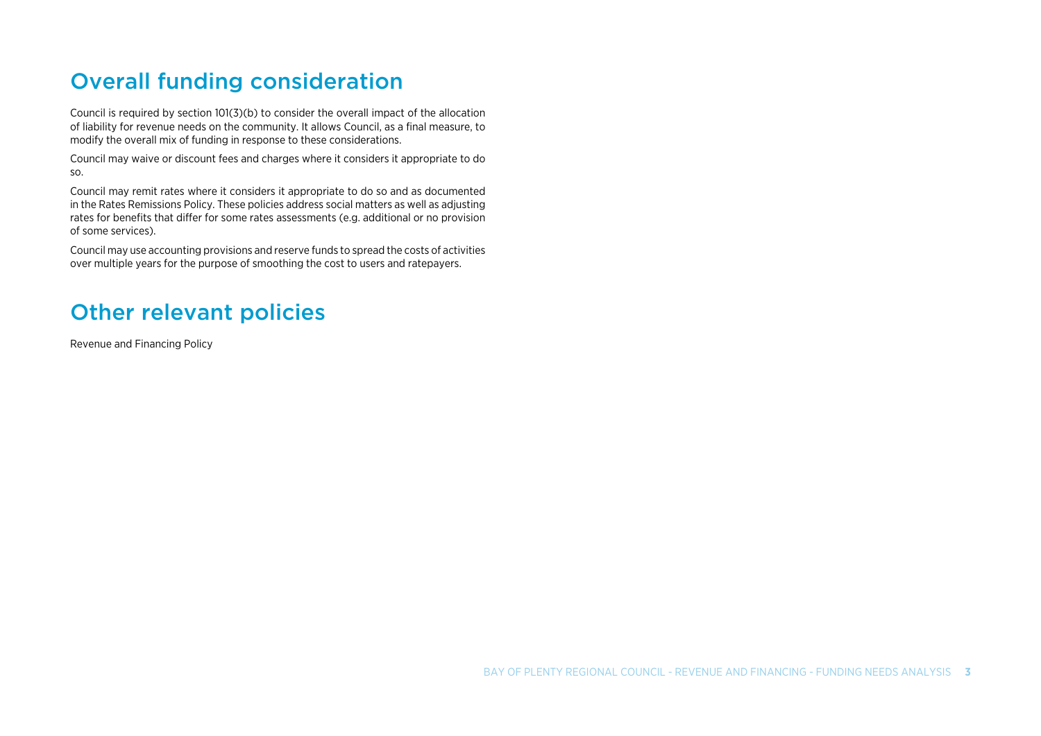## Overall funding consideration

Council is required by section 101(3)(b) to consider the overall impact of the allocation of liability for revenue needs on the community. It allows Council, as a final measure, to modify the overall mix of funding in response to these considerations.

Council may waive or discount fees and charges where it considers it appropriate to do so.

Council may remit rates where it considers it appropriate to do so and as documented in the Rates Remissions Policy. These policies address social matters as well as adjusting rates for benefits that differ for some rates assessments (e.g. additional or no provision of some services).

Council may use accounting provisions and reserve funds to spread the costs of activities over multiple years for the purpose of smoothing the cost to users and ratepayers.

## Other relevant policies

Revenue and Financing Policy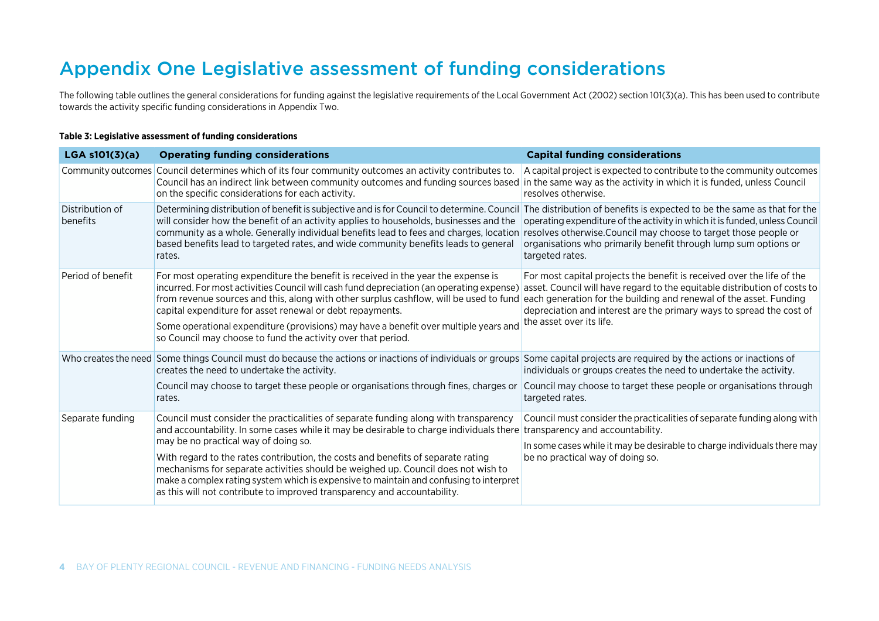# Appendix One Legislative assessment of funding considerations

The following table outlines the general considerations for funding against the legislative requirements of the Local Government Act (2002) section 101(3)(a). This has been used to contribute towards the activity specific funding considerations in Appendix Two.

**Table 3: Legislative assessment of funding considerations**

| LGA s101(3)(a) | Operating funding considerations | Capital funding considerations |
|---|---|---|
| Community outcomes | Council determines which of its four community outcomes an activity contributes to. Council has an indirect link between community outcomes and funding sources based on the specific considerations for each activity. | A capital project is expected to contribute to the community outcomes in the same way as the activity in which it is funded, unless Council resolves otherwise. |
| Distribution of benefits | Determining distribution of benefit is subjective and is for Council to determine. Council will consider how the benefit of an activity applies to households, businesses and the community as a whole. Generally individual benefits lead to fees and charges, location based benefits lead to targeted rates, and wide community benefits leads to general rates. | The distribution of benefits is expected to be the same as that for the operating expenditure of the activity in which it is funded, unless Council resolves otherwise.Council may choose to target those people or organisations who primarily benefit through lump sum options or targeted rates. |
| Period of benefit | For most operating expenditure the benefit is received in the year the expense is incurred. For most activities Council will cash fund depreciation (an operating expense) from revenue sources and this, along with other surplus cashflow, will be used to fund capital expenditure for asset renewal or debt repayments.<br><br>Some operational expenditure (provisions) may have a benefit over multiple years and so Council may choose to fund the activity over that period. | For most capital projects the benefit is received over the life of the asset. Council will have regard to the equitable distribution of costs to each generation for the building and renewal of the asset. Funding depreciation and interest are the primary ways to spread the cost of the asset over its life. |
| Who creates the need | Some things Council must do because the actions or inactions of individuals or groups creates the need to undertake the activity.<br><br>Council may choose to target these people or organisations through fines, charges or rates. | Some capital projects are required by the actions or inactions of individuals or groups creates the need to undertake the activity.<br><br>Council may choose to target these people or organisations through targeted rates. |
| Separate funding | Council must consider the practicalities of separate funding along with transparency and accountability. In some cases while it may be desirable to charge individuals there may be no practical way of doing so.<br><br>With regard to the rates contribution, the costs and benefits of separate rating mechanisms for separate activities should be weighed up. Council does not wish to make a complex rating system which is expensive to maintain and confusing to interpret as this will not contribute to improved transparency and accountability. | Council must consider the practicalities of separate funding along with transparency and accountability.<br><br>In some cases while it may be desirable to charge individuals there may be no practical way of doing so. |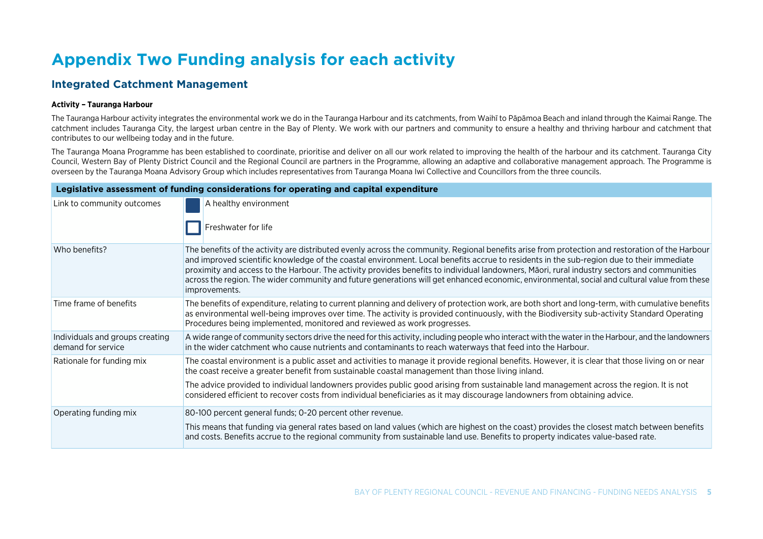# Appendix Two Funding analysis for each activity

## Integrated Catchment Management

**Activity – Tauranga Harbour**

The Tauranga Harbour activity integrates the environmental work we do in the Tauranga Harbour and its catchments, from Waihī to Pāpāmoa Beach and inland through the Kaimai Range. The catchment includes Tauranga City, the largest urban centre in the Bay of Plenty. We work with our partners and community to ensure a healthy and thriving harbour and catchment that contributes to our wellbeing today and in the future.

The Tauranga Moana Programme has been established to coordinate, prioritise and deliver on all our work related to improving the health of the harbour and its catchment. Tauranga City Council, Western Bay of Plenty District Council and the Regional Council are partners in the Programme, allowing an adaptive and collaborative management approach. The Programme is overseen by the Tauranga Moana Advisory Group which includes representatives from Tauranga Moana Iwi Collective and Councillors from the three councils.

| Legislative assessment of funding considerations for operating and capital expenditure | |
|---|---|
| Link to community outcomes | ■ A healthy environment<br>□ Freshwater for life |
| Who benefits? | The benefits of the activity are distributed evenly across the community. Regional benefits arise from protection and restoration of the Harbour and improved scientific knowledge of the coastal environment. Local benefits accrue to residents in the sub-region due to their immediate proximity and access to the Harbour. The activity provides benefits to individual landowners, Māori, rural industry sectors and communities across the region. The wider community and future generations will get enhanced economic, environmental, social and cultural value from these improvements. |
| Time frame of benefits | The benefits of expenditure, relating to current planning and delivery of protection work, are both short and long-term, with cumulative benefits as environmental well-being improves over time. The activity is provided continuously, with the Biodiversity sub-activity Standard Operating Procedures being implemented, monitored and reviewed as work progresses. |
| Individuals and groups creating demand for service | A wide range of community sectors drive the need for this activity, including people who interact with the water in the Harbour, and the landowners in the wider catchment who cause nutrients and contaminants to reach waterways that feed into the Harbour. |
| Rationale for funding mix | The coastal environment is a public asset and activities to manage it provide regional benefits. However, it is clear that those living on or near the coast receive a greater benefit from sustainable coastal management than those living inland.<br>The advice provided to individual landowners provides public good arising from sustainable land management across the region. It is not considered efficient to recover costs from individual beneficiaries as it may discourage landowners from obtaining advice. |
| Operating funding mix | 80-100 percent general funds; 0-20 percent other revenue.<br>This means that funding via general rates based on land values (which are highest on the coast) provides the closest match between benefits and costs. Benefits accrue to the regional community from sustainable land use. Benefits to property indicates value-based rate. |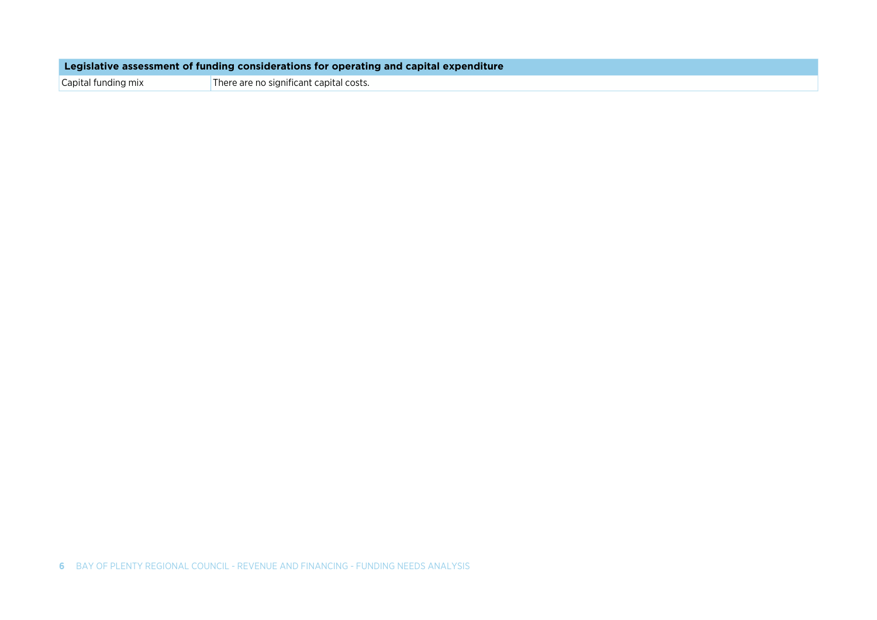| Legislative assessment of funding considerations for operating and capital expenditure | |
|---|---|
| Capital funding mix | There are no significant capital costs. |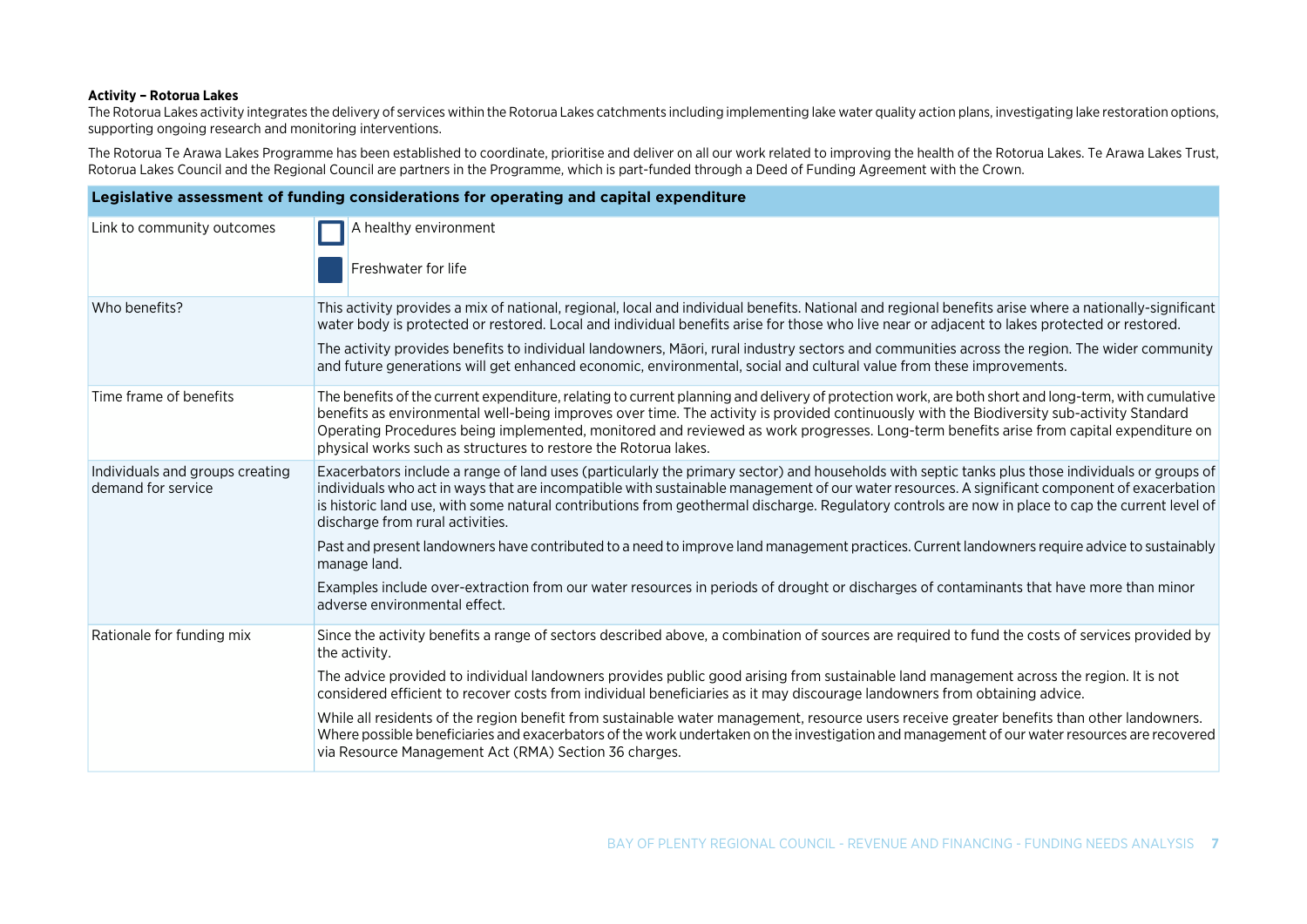**Activity – Rotorua Lakes**

The Rotorua Lakes activity integrates the delivery of services within the Rotorua Lakes catchments including implementing lake water quality action plans, investigating lake restoration options, supporting ongoing research and monitoring interventions.

The Rotorua Te Arawa Lakes Programme has been established to coordinate, prioritise and deliver on all our work related to improving the health of the Rotorua Lakes. Te Arawa Lakes Trust, Rotorua Lakes Council and the Regional Council are partners in the Programme, which is part-funded through a Deed of Funding Agreement with the Crown.

| Legislative assessment of funding considerations for operating and capital expenditure | |
|---|---|
| Link to community outcomes | ☐ A healthy environment<br>■ Freshwater for life |
| Who benefits? | This activity provides a mix of national, regional, local and individual benefits. National and regional benefits arise where a nationally-significant water body is protected or restored. Local and individual benefits arise for those who live near or adjacent to lakes protected or restored.<br>The activity provides benefits to individual landowners, Māori, rural industry sectors and communities across the region. The wider community and future generations will get enhanced economic, environmental, social and cultural value from these improvements. |
| Time frame of benefits | The benefits of the current expenditure, relating to current planning and delivery of protection work, are both short and long-term, with cumulative benefits as environmental well-being improves over time. The activity is provided continuously with the Biodiversity sub-activity Standard Operating Procedures being implemented, monitored and reviewed as work progresses. Long-term benefits arise from capital expenditure on physical works such as structures to restore the Rotorua lakes. |
| Individuals and groups creating demand for service | Exacerbators include a range of land uses (particularly the primary sector) and households with septic tanks plus those individuals or groups of individuals who act in ways that are incompatible with sustainable management of our water resources. A significant component of exacerbation is historic land use, with some natural contributions from geothermal discharge. Regulatory controls are now in place to cap the current level of discharge from rural activities.<br>Past and present landowners have contributed to a need to improve land management practices. Current landowners require advice to sustainably manage land.<br>Examples include over-extraction from our water resources in periods of drought or discharges of contaminants that have more than minor adverse environmental effect. |
| Rationale for funding mix | Since the activity benefits a range of sectors described above, a combination of sources are required to fund the costs of services provided by the activity.<br>The advice provided to individual landowners provides public good arising from sustainable land management across the region. It is not considered efficient to recover costs from individual beneficiaries as it may discourage landowners from obtaining advice.<br>While all residents of the region benefit from sustainable water management, resource users receive greater benefits than other landowners. Where possible beneficiaries and exacerbators of the work undertaken on the investigation and management of our water resources are recovered via Resource Management Act (RMA) Section 36 charges. |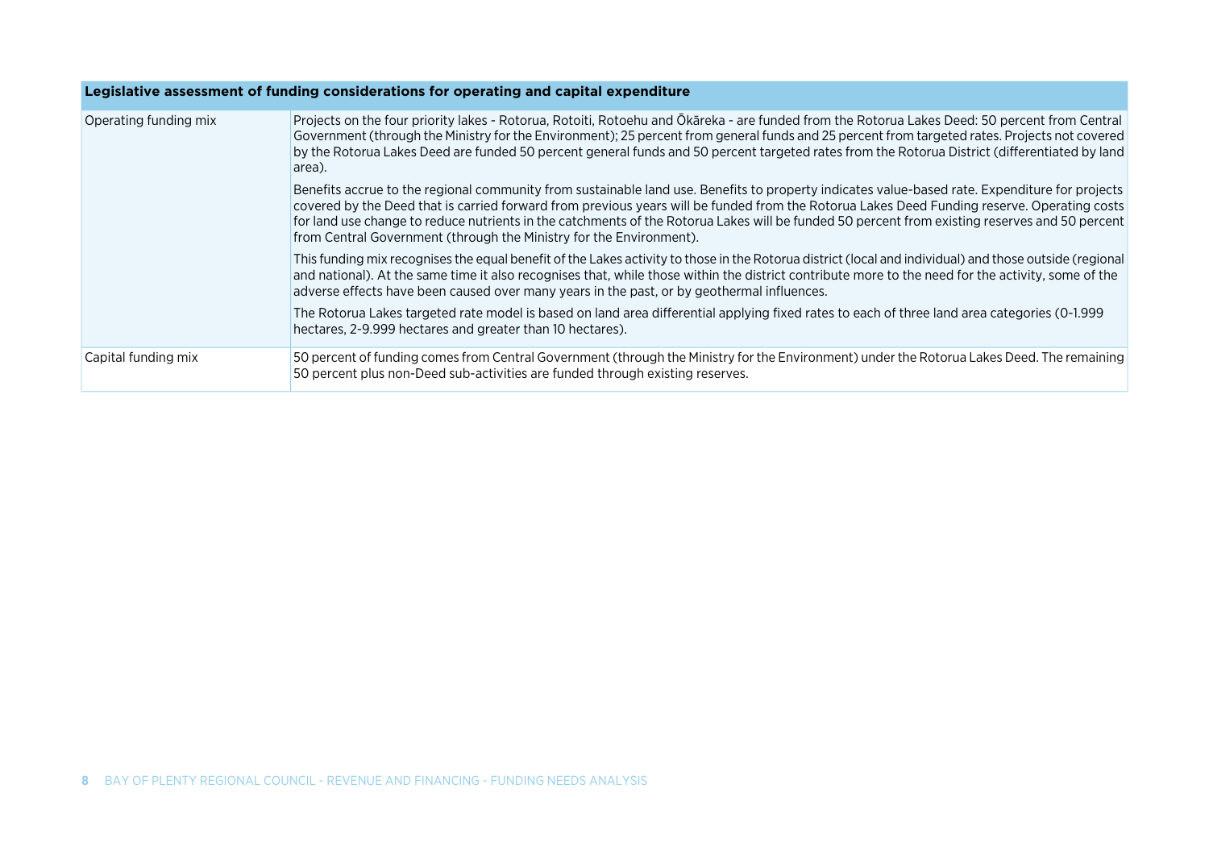| Legislative assessment of funding considerations for operating and capital expenditure | |
|---|---|
| Operating funding mix | Projects on the four priority lakes - Rotorua, Rotoiti, Rotoehu and Ōkāreka - are funded from the Rotorua Lakes Deed: 50 percent from Central Government (through the Ministry for the Environment); 25 percent from general funds and 25 percent from targeted rates. Projects not covered by the Rotorua Lakes Deed are funded 50 percent general funds and 50 percent targeted rates from the Rotorua District (differentiated by land area).<br><br>Benefits accrue to the regional community from sustainable land use. Benefits to property indicates value-based rate. Expenditure for projects covered by the Deed that is carried forward from previous years will be funded from the Rotorua Lakes Deed Funding reserve. Operating costs for land use change to reduce nutrients in the catchments of the Rotorua Lakes will be funded 50 percent from existing reserves and 50 percent from Central Government (through the Ministry for the Environment).<br><br>This funding mix recognises the equal benefit of the Lakes activity to those in the Rotorua district (local and individual) and those outside (regional and national). At the same time it also recognises that, while those within the district contribute more to the need for the activity, some of the adverse effects have been caused over many years in the past, or by geothermal influences.<br><br>The Rotorua Lakes targeted rate model is based on land area differential applying fixed rates to each of three land area categories (0-1.999 hectares, 2-9.999 hectares and greater than 10 hectares). |
| Capital funding mix | 50 percent of funding comes from Central Government (through the Ministry for the Environment) under the Rotorua Lakes Deed. The remaining 50 percent plus non-Deed sub-activities are funded through existing reserves. |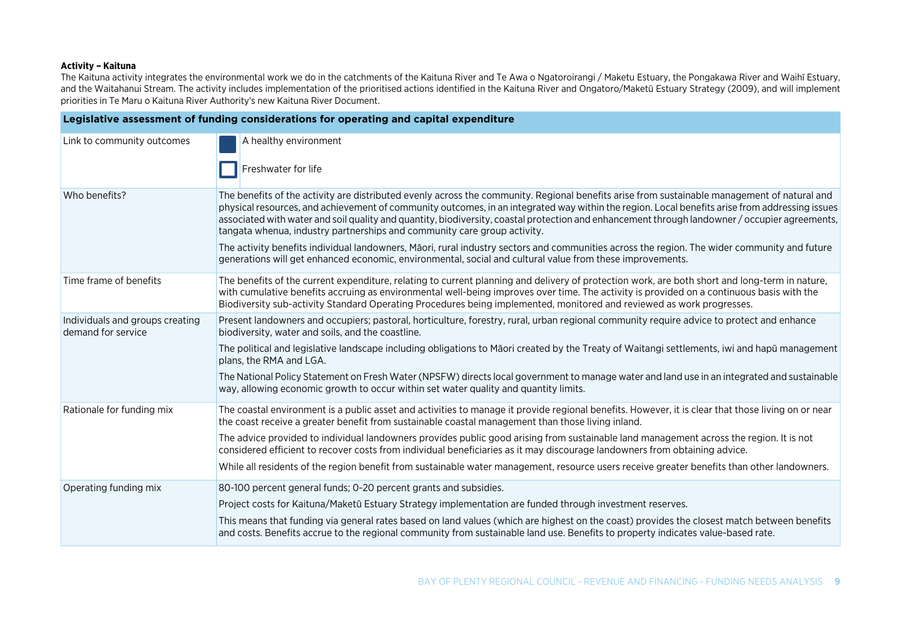**Activity – Kaituna**

The Kaituna activity integrates the environmental work we do in the catchments of the Kaituna River and Te Awa o Ngatoroirangi / Maketu Estuary, the Pongakawa River and Waihī Estuary, and the Waitahanui Stream. The activity includes implementation of the prioritised actions identified in the Kaituna River and Ongatoro/Maketū Estuary Strategy (2009), and will implement priorities in Te Maru o Kaituna River Authority's new Kaituna River Document.

| Legislative assessment of funding considerations for operating and capital expenditure | |
|---|---|
| Link to community outcomes | ■ A healthy environment<br><br>□ Freshwater for life |
| Who benefits? | The benefits of the activity are distributed evenly across the community. Regional benefits arise from sustainable management of natural and physical resources, and achievement of community outcomes, in an integrated way within the region. Local benefits arise from addressing issues associated with water and soil quality and quantity, biodiversity, coastal protection and enhancement through landowner / occupier agreements, tangata whenua, industry partnerships and community care group activity.<br><br>The activity benefits individual landowners, Māori, rural industry sectors and communities across the region. The wider community and future generations will get enhanced economic, environmental, social and cultural value from these improvements. |
| Time frame of benefits | The benefits of the current expenditure, relating to current planning and delivery of protection work, are both short and long-term in nature, with cumulative benefits accruing as environmental well-being improves over time. The activity is provided on a continuous basis with the Biodiversity sub-activity Standard Operating Procedures being implemented, monitored and reviewed as work progresses. |
| Individuals and groups creating demand for service | Present landowners and occupiers; pastoral, horticulture, forestry, rural, urban regional community require advice to protect and enhance biodiversity, water and soils, and the coastline.<br><br>The political and legislative landscape including obligations to Māori created by the Treaty of Waitangi settlements, iwi and hapū management plans, the RMA and LGA.<br><br>The National Policy Statement on Fresh Water (NPSFW) directs local government to manage water and land use in an integrated and sustainable way, allowing economic growth to occur within set water quality and quantity limits. |
| Rationale for funding mix | The coastal environment is a public asset and activities to manage it provide regional benefits. However, it is clear that those living on or near the coast receive a greater benefit from sustainable coastal management than those living inland.<br><br>The advice provided to individual landowners provides public good arising from sustainable land management across the region. It is not considered efficient to recover costs from individual beneficiaries as it may discourage landowners from obtaining advice.<br><br>While all residents of the region benefit from sustainable water management, resource users receive greater benefits than other landowners. |
| Operating funding mix | 80-100 percent general funds; 0-20 percent grants and subsidies.<br><br>Project costs for Kaituna/Maketū Estuary Strategy implementation are funded through investment reserves.<br><br>This means that funding via general rates based on land values (which are highest on the coast) provides the closest match between benefits and costs. Benefits accrue to the regional community from sustainable land use. Benefits to property indicates value-based rate. |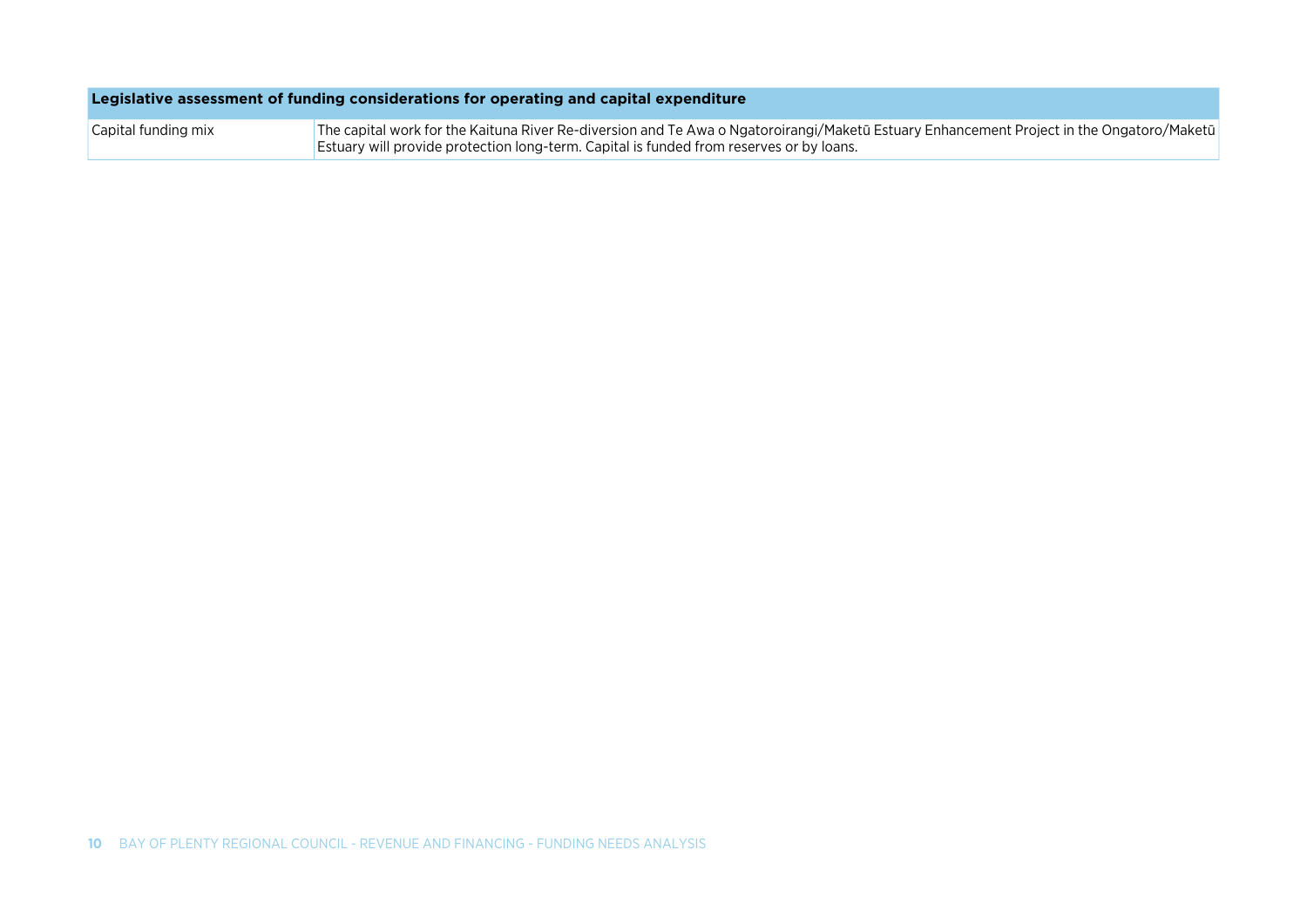| Legislative assessment of funding considerations for operating and capital expenditure | |
|---|---|
| Capital funding mix | The capital work for the Kaituna River Re-diversion and Te Awa o Ngatoroirangi/Maketū Estuary Enhancement Project in the Ongatoro/Maketū Estuary will provide protection long-term. Capital is funded from reserves or by loans. |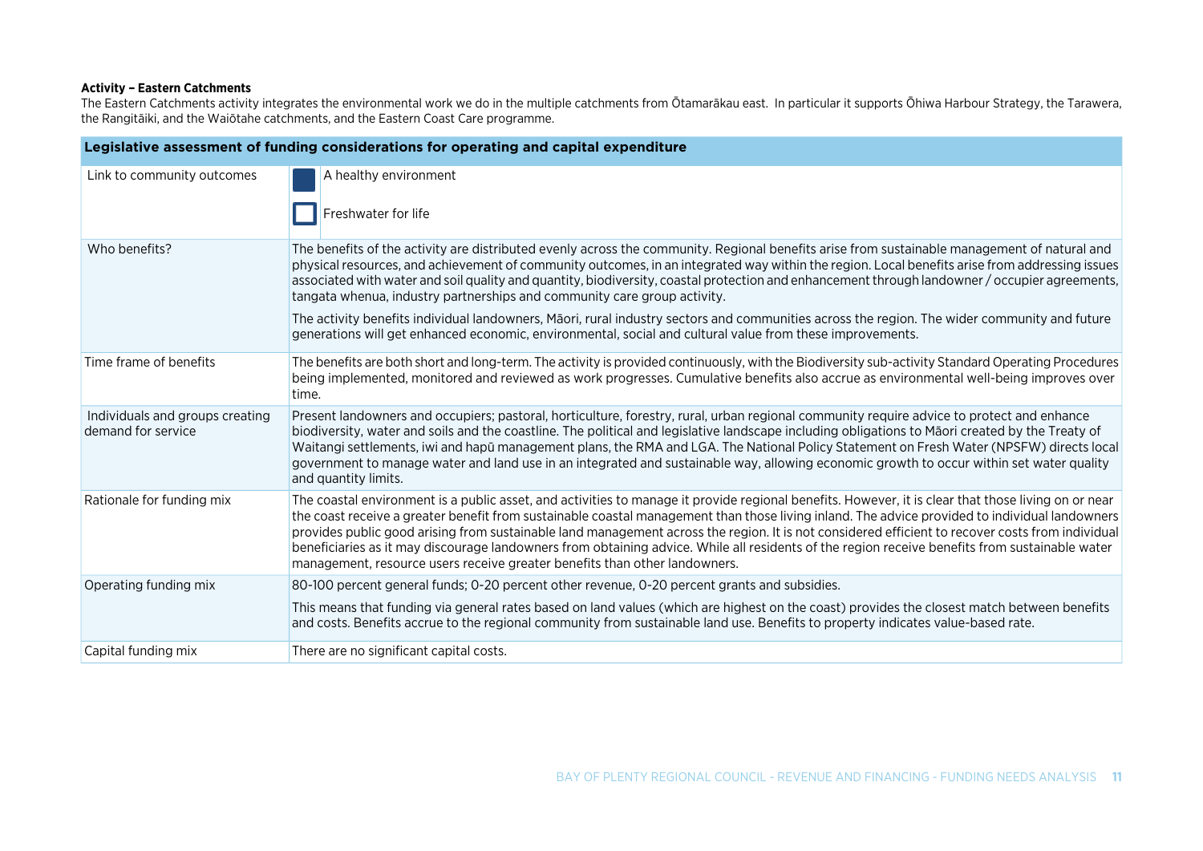**Activity – Eastern Catchments**

The Eastern Catchments activity integrates the environmental work we do in the multiple catchments from Ōtamarākau east. In particular it supports Ōhiwa Harbour Strategy, the Tarawera, the Rangitāiki, and the Waiōtahe catchments, and the Eastern Coast Care programme.

| Legislative assessment of funding considerations for operating and capital expenditure | |
|---|---|
| Link to community outcomes | ■ A healthy environment<br>□ Freshwater for life |
| Who benefits? | The benefits of the activity are distributed evenly across the community. Regional benefits arise from sustainable management of natural and physical resources, and achievement of community outcomes, in an integrated way within the region. Local benefits arise from addressing issues associated with water and soil quality and quantity, biodiversity, coastal protection and enhancement through landowner / occupier agreements, tangata whenua, industry partnerships and community care group activity.<br><br>The activity benefits individual landowners, Māori, rural industry sectors and communities across the region. The wider community and future generations will get enhanced economic, environmental, social and cultural value from these improvements. |
| Time frame of benefits | The benefits are both short and long-term. The activity is provided continuously, with the Biodiversity sub-activity Standard Operating Procedures being implemented, monitored and reviewed as work progresses. Cumulative benefits also accrue as environmental well-being improves over time. |
| Individuals and groups creating demand for service | Present landowners and occupiers; pastoral, horticulture, forestry, rural, urban regional community require advice to protect and enhance biodiversity, water and soils and the coastline. The political and legislative landscape including obligations to Māori created by the Treaty of Waitangi settlements, iwi and hapū management plans, the RMA and LGA. The National Policy Statement on Fresh Water (NPSFW) directs local government to manage water and land use in an integrated and sustainable way, allowing economic growth to occur within set water quality and quantity limits. |
| Rationale for funding mix | The coastal environment is a public asset, and activities to manage it provide regional benefits. However, it is clear that those living on or near the coast receive a greater benefit from sustainable coastal management than those living inland. The advice provided to individual landowners provides public good arising from sustainable land management across the region. It is not considered efficient to recover costs from individual beneficiaries as it may discourage landowners from obtaining advice. While all residents of the region receive benefits from sustainable water management, resource users receive greater benefits than other landowners. |
| Operating funding mix | 80-100 percent general funds; 0-20 percent other revenue, 0-20 percent grants and subsidies.<br><br>This means that funding via general rates based on land values (which are highest on the coast) provides the closest match between benefits and costs. Benefits accrue to the regional community from sustainable land use. Benefits to property indicates value-based rate. |
| Capital funding mix | There are no significant capital costs. |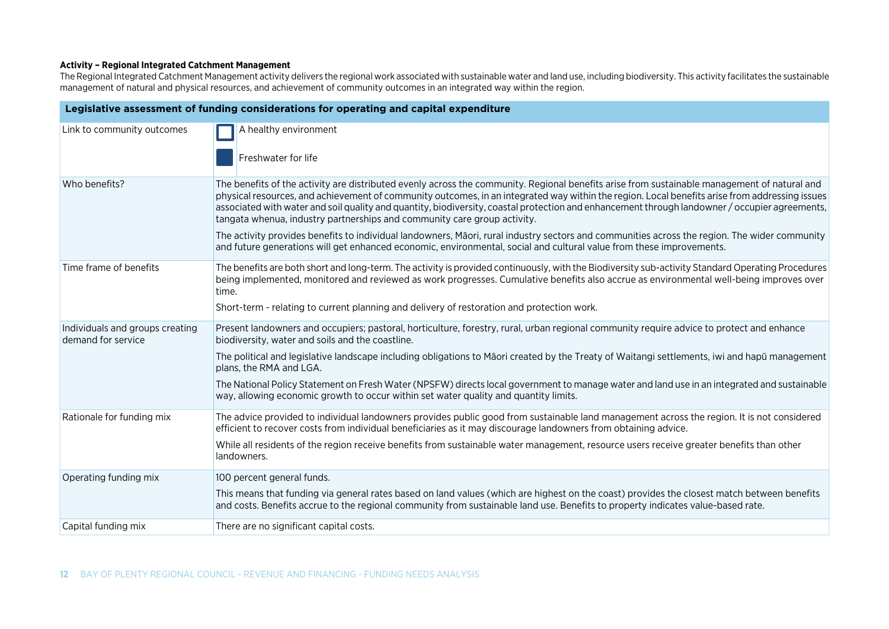**Activity – Regional Integrated Catchment Management**

The Regional Integrated Catchment Management activity delivers the regional work associated with sustainable water and land use, including biodiversity. This activity facilitates the sustainable management of natural and physical resources, and achievement of community outcomes in an integrated way within the region.

| Legislative assessment of funding considerations for operating and capital expenditure | |
|---|---|
| Link to community outcomes | A healthy environment<br><br>Freshwater for life |
| Who benefits? | The benefits of the activity are distributed evenly across the community. Regional benefits arise from sustainable management of natural and physical resources, and achievement of community outcomes, in an integrated way within the region. Local benefits arise from addressing issues associated with water and soil quality and quantity, biodiversity, coastal protection and enhancement through landowner / occupier agreements, tangata whenua, industry partnerships and community care group activity.<br><br>The activity provides benefits to individual landowners, Māori, rural industry sectors and communities across the region. The wider community and future generations will get enhanced economic, environmental, social and cultural value from these improvements. |
| Time frame of benefits | The benefits are both short and long-term. The activity is provided continuously, with the Biodiversity sub-activity Standard Operating Procedures being implemented, monitored and reviewed as work progresses. Cumulative benefits also accrue as environmental well-being improves over time.<br><br>Short-term - relating to current planning and delivery of restoration and protection work. |
| Individuals and groups creating demand for service | Present landowners and occupiers; pastoral, horticulture, forestry, rural, urban regional community require advice to protect and enhance biodiversity, water and soils and the coastline.<br><br>The political and legislative landscape including obligations to Māori created by the Treaty of Waitangi settlements, iwi and hapū management plans, the RMA and LGA.<br><br>The National Policy Statement on Fresh Water (NPSFW) directs local government to manage water and land use in an integrated and sustainable way, allowing economic growth to occur within set water quality and quantity limits. |
| Rationale for funding mix | The advice provided to individual landowners provides public good from sustainable land management across the region. It is not considered efficient to recover costs from individual beneficiaries as it may discourage landowners from obtaining advice.<br><br>While all residents of the region receive benefits from sustainable water management, resource users receive greater benefits than other landowners. |
| Operating funding mix | 100 percent general funds.<br><br>This means that funding via general rates based on land values (which are highest on the coast) provides the closest match between benefits and costs. Benefits accrue to the regional community from sustainable land use. Benefits to property indicates value-based rate. |
| Capital funding mix | There are no significant capital costs. |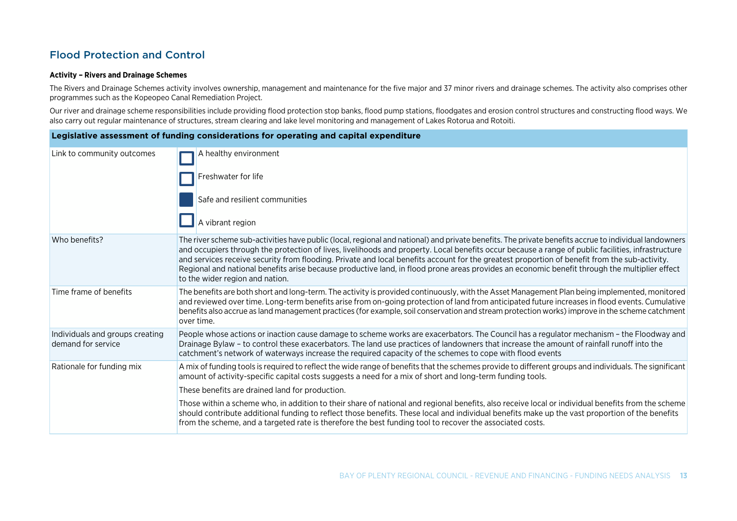## Flood Protection and Control

### Activity – Rivers and Drainage Schemes

The Rivers and Drainage Schemes activity involves ownership, management and maintenance for the five major and 37 minor rivers and drainage schemes. The activity also comprises other programmes such as the Kopeopeo Canal Remediation Project.

Our river and drainage scheme responsibilities include providing flood protection stop banks, flood pump stations, floodgates and erosion control structures and constructing flood ways. We also carry out regular maintenance of structures, stream clearing and lake level monitoring and management of Lakes Rotorua and Rotoiti.

| Legislative assessment of funding considerations for operating and capital expenditure | |
|---|---|
| Link to community outcomes | ☐ A healthy environment<br>☐ Freshwater for life<br>■ Safe and resilient communities<br>☐ A vibrant region |
| Who benefits? | The river scheme sub-activities have public (local, regional and national) and private benefits. The private benefits accrue to individual landowners and occupiers through the protection of lives, livelihoods and property. Local benefits occur because a range of public facilities, infrastructure and services receive security from flooding. Private and local benefits account for the greatest proportion of benefit from the sub-activity. Regional and national benefits arise because productive land, in flood prone areas provides an economic benefit through the multiplier effect to the wider region and nation. |
| Time frame of benefits | The benefits are both short and long-term. The activity is provided continuously, with the Asset Management Plan being implemented, monitored and reviewed over time. Long-term benefits arise from on-going protection of land from anticipated future increases in flood events. Cumulative benefits also accrue as land management practices (for example, soil conservation and stream protection works) improve in the scheme catchment over time. |
| Individuals and groups creating demand for service | People whose actions or inaction cause damage to scheme works are exacerbators. The Council has a regulator mechanism – the Floodway and Drainage Bylaw – to control these exacerbators. The land use practices of landowners that increase the amount of rainfall runoff into the catchment's network of waterways increase the required capacity of the schemes to cope with flood events |
| Rationale for funding mix | A mix of funding tools is required to reflect the wide range of benefits that the schemes provide to different groups and individuals. The significant amount of activity-specific capital costs suggests a need for a mix of short and long-term funding tools.<br><br>These benefits are drained land for production.<br><br>Those within a scheme who, in addition to their share of national and regional benefits, also receive local or individual benefits from the scheme should contribute additional funding to reflect those benefits. These local and individual benefits make up the vast proportion of the benefits from the scheme, and a targeted rate is therefore the best funding tool to recover the associated costs. |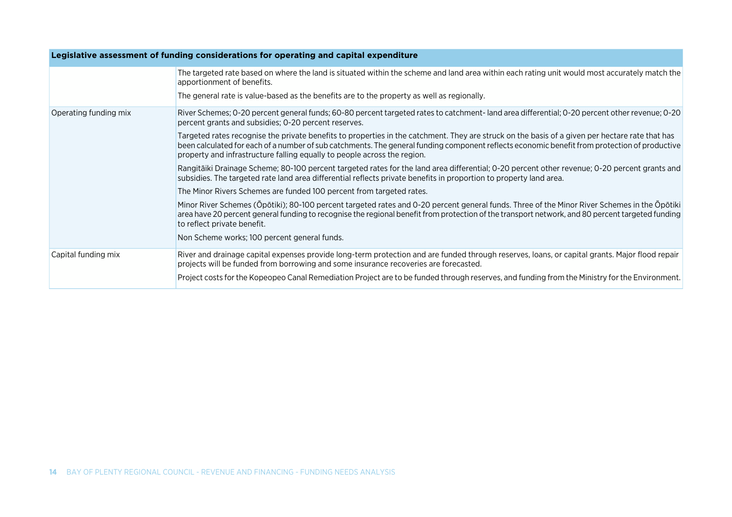| Legislative assessment of funding considerations for operating and capital expenditure | |
|---|---|
| | The targeted rate based on where the land is situated within the scheme and land area within each rating unit would most accurately match the apportionment of benefits.<br><br>The general rate is value-based as the benefits are to the property as well as regionally. |
| Operating funding mix | River Schemes; 0-20 percent general funds; 60-80 percent targeted rates to catchment- land area differential; 0-20 percent other revenue; 0-20 percent grants and subsidies; 0-20 percent reserves.<br><br>Targeted rates recognise the private benefits to properties in the catchment. They are struck on the basis of a given per hectare rate that has been calculated for each of a number of sub catchments. The general funding component reflects economic benefit from protection of productive property and infrastructure falling equally to people across the region.<br><br>Rangitāiki Drainage Scheme; 80-100 percent targeted rates for the land area differential; 0-20 percent other revenue; 0-20 percent grants and subsidies. The targeted rate land area differential reflects private benefits in proportion to property land area.<br><br>The Minor Rivers Schemes are funded 100 percent from targeted rates.<br><br>Minor River Schemes (Ōpōtiki); 80-100 percent targeted rates and 0-20 percent general funds. Three of the Minor River Schemes in the Ōpōtiki area have 20 percent general funding to recognise the regional benefit from protection of the transport network, and 80 percent targeted funding to reflect private benefit.<br><br>Non Scheme works; 100 percent general funds. |
| Capital funding mix | River and drainage capital expenses provide long-term protection and are funded through reserves, loans, or capital grants. Major flood repair projects will be funded from borrowing and some insurance recoveries are forecasted.<br><br>Project costs for the Kopeopeo Canal Remediation Project are to be funded through reserves, and funding from the Ministry for the Environment. |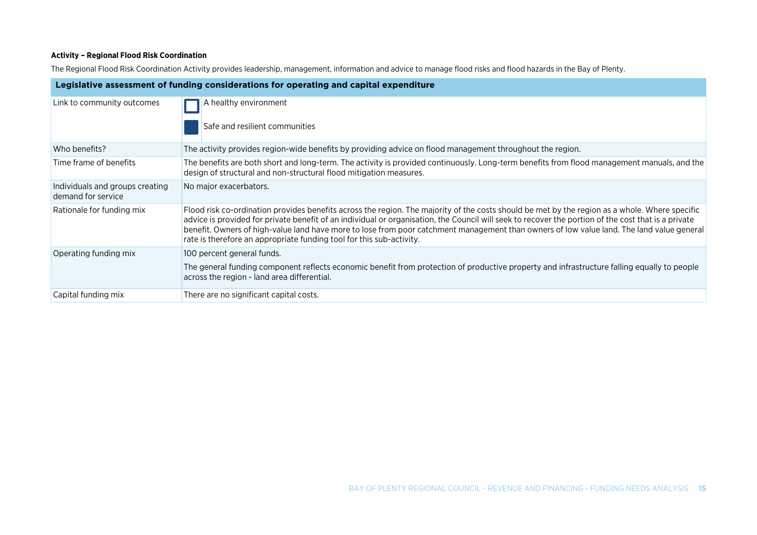**Activity – Regional Flood Risk Coordination**

The Regional Flood Risk Coordination Activity provides leadership, management, information and advice to manage flood risks and flood hazards in the Bay of Plenty.

| Legislative assessment of funding considerations for operating and capital expenditure | |
|---|---|
| Link to community outcomes | ☐ A healthy environment<br>■ Safe and resilient communities |
| Who benefits? | The activity provides region-wide benefits by providing advice on flood management throughout the region. |
| Time frame of benefits | The benefits are both short and long-term. The activity is provided continuously. Long-term benefits from flood management manuals, and the design of structural and non-structural flood mitigation measures. |
| Individuals and groups creating demand for service | No major exacerbators. |
| Rationale for funding mix | Flood risk co-ordination provides benefits across the region. The majority of the costs should be met by the region as a whole. Where specific advice is provided for private benefit of an individual or organisation, the Council will seek to recover the portion of the cost that is a private benefit. Owners of high-value land have more to lose from poor catchment management than owners of low value land. The land value general rate is therefore an appropriate funding tool for this sub-activity. |
| Operating funding mix | 100 percent general funds.<br>The general funding component reflects economic benefit from protection of productive property and infrastructure falling equally to people across the region - land area differential. |
| Capital funding mix | There are no significant capital costs. |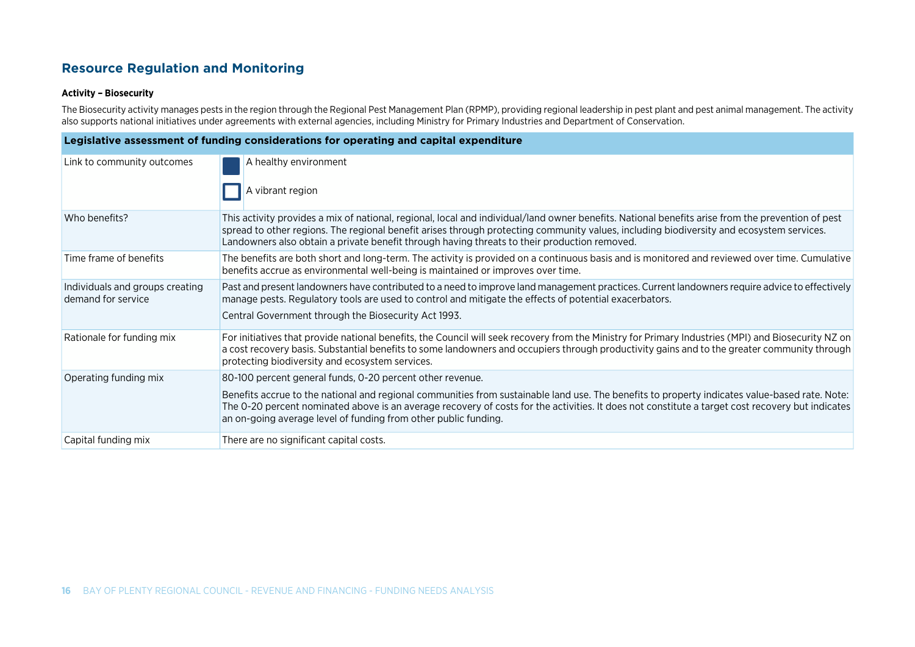## Resource Regulation and Monitoring

**Activity – Biosecurity**

The Biosecurity activity manages pests in the region through the Regional Pest Management Plan (RPMP), providing regional leadership in pest plant and pest animal management. The activity also supports national initiatives under agreements with external agencies, including Ministry for Primary Industries and Department of Conservation.

| **Legislative assessment of funding considerations for operating and capital expenditure** | |
|---|---|
| Link to community outcomes | ■ A healthy environment<br><br>□ A vibrant region |
| Who benefits? | This activity provides a mix of national, regional, local and individual/land owner benefits. National benefits arise from the prevention of pest spread to other regions. The regional benefit arises through protecting community values, including biodiversity and ecosystem services. Landowners also obtain a private benefit through having threats to their production removed. |
| Time frame of benefits | The benefits are both short and long-term. The activity is provided on a continuous basis and is monitored and reviewed over time. Cumulative benefits accrue as environmental well-being is maintained or improves over time. |
| Individuals and groups creating demand for service | Past and present landowners have contributed to a need to improve land management practices. Current landowners require advice to effectively manage pests. Regulatory tools are used to control and mitigate the effects of potential exacerbators.<br><br>Central Government through the Biosecurity Act 1993. |
| Rationale for funding mix | For initiatives that provide national benefits, the Council will seek recovery from the Ministry for Primary Industries (MPI) and Biosecurity NZ on a cost recovery basis. Substantial benefits to some landowners and occupiers through productivity gains and to the greater community through protecting biodiversity and ecosystem services. |
| Operating funding mix | 80-100 percent general funds, 0-20 percent other revenue.<br><br>Benefits accrue to the national and regional communities from sustainable land use. The benefits to property indicates value-based rate. Note: The 0-20 percent nominated above is an average recovery of costs for the activities. It does not constitute a target cost recovery but indicates an on-going average level of funding from other public funding. |
| Capital funding mix | There are no significant capital costs. |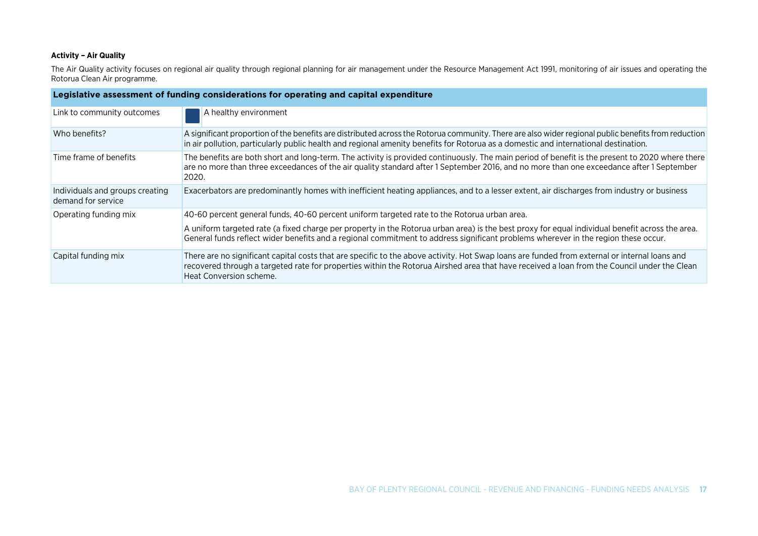**Activity – Air Quality**

The Air Quality activity focuses on regional air quality through regional planning for air management under the Resource Management Act 1991, monitoring of air issues and operating the Rotorua Clean Air programme.

| Legislative assessment of funding considerations for operating and capital expenditure | |
|---|---|
| Link to community outcomes | A healthy environment |
| Who benefits? | A significant proportion of the benefits are distributed across the Rotorua community. There are also wider regional public benefits from reduction in air pollution, particularly public health and regional amenity benefits for Rotorua as a domestic and international destination. |
| Time frame of benefits | The benefits are both short and long-term. The activity is provided continuously. The main period of benefit is the present to 2020 where there are no more than three exceedances of the air quality standard after 1 September 2016, and no more than one exceedance after 1 September 2020. |
| Individuals and groups creating demand for service | Exacerbators are predominantly homes with inefficient heating appliances, and to a lesser extent, air discharges from industry or business |
| Operating funding mix | 40-60 percent general funds, 40-60 percent uniform targeted rate to the Rotorua urban area.<br><br>A uniform targeted rate (a fixed charge per property in the Rotorua urban area) is the best proxy for equal individual benefit across the area. General funds reflect wider benefits and a regional commitment to address significant problems wherever in the region these occur. |
| Capital funding mix | There are no significant capital costs that are specific to the above activity. Hot Swap loans are funded from external or internal loans and recovered through a targeted rate for properties within the Rotorua Airshed area that have received a loan from the Council under the Clean Heat Conversion scheme. |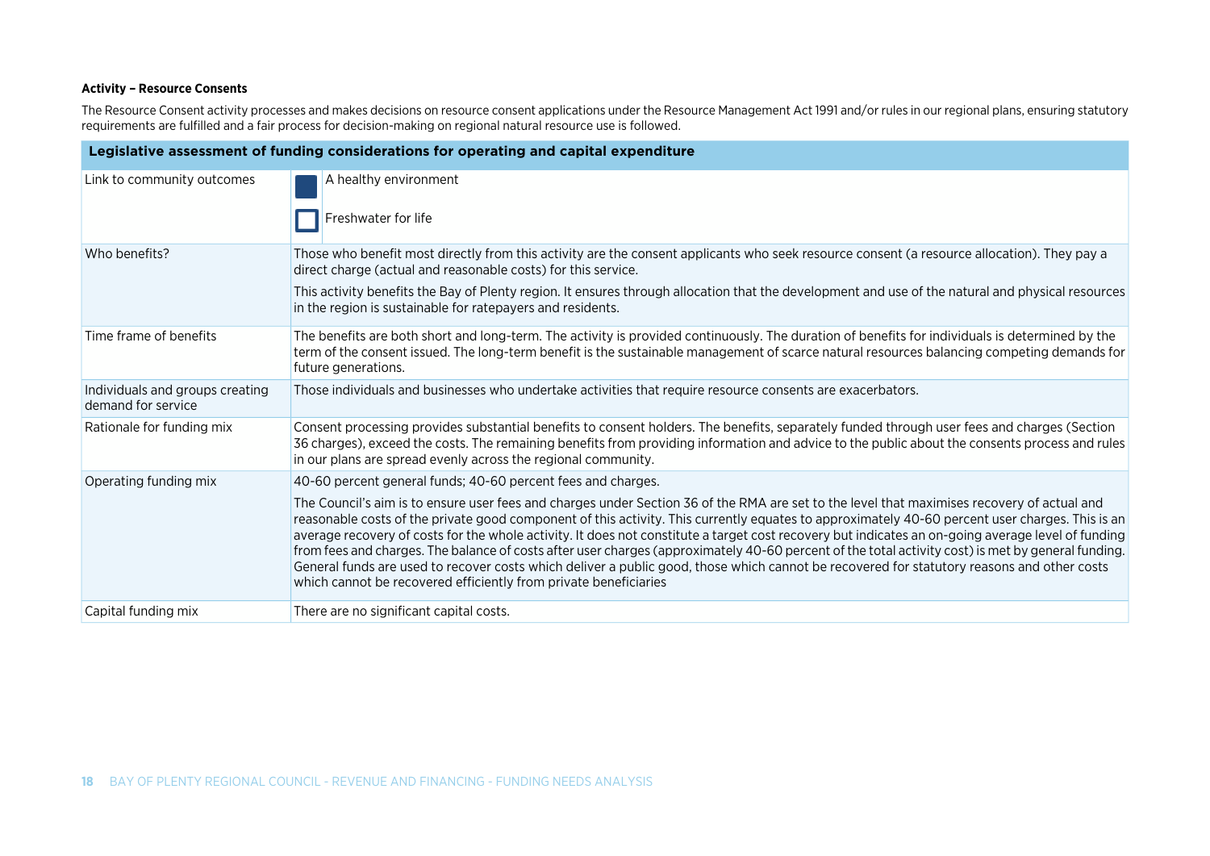**Activity – Resource Consents**

The Resource Consent activity processes and makes decisions on resource consent applications under the Resource Management Act 1991 and/or rules in our regional plans, ensuring statutory requirements are fulfilled and a fair process for decision-making on regional natural resource use is followed.

| Legislative assessment of funding considerations for operating and capital expenditure | |
|---|---|
| Link to community outcomes | ■ A healthy environment<br>□ Freshwater for life |
| Who benefits? | Those who benefit most directly from this activity are the consent applicants who seek resource consent (a resource allocation). They pay a direct charge (actual and reasonable costs) for this service.<br><br>This activity benefits the Bay of Plenty region. It ensures through allocation that the development and use of the natural and physical resources in the region is sustainable for ratepayers and residents. |
| Time frame of benefits | The benefits are both short and long-term. The activity is provided continuously. The duration of benefits for individuals is determined by the term of the consent issued. The long-term benefit is the sustainable management of scarce natural resources balancing competing demands for future generations. |
| Individuals and groups creating demand for service | Those individuals and businesses who undertake activities that require resource consents are exacerbators. |
| Rationale for funding mix | Consent processing provides substantial benefits to consent holders. The benefits, separately funded through user fees and charges (Section 36 charges), exceed the costs. The remaining benefits from providing information and advice to the public about the consents process and rules in our plans are spread evenly across the regional community. |
| Operating funding mix | 40-60 percent general funds; 40-60 percent fees and charges.<br><br>The Council's aim is to ensure user fees and charges under Section 36 of the RMA are set to the level that maximises recovery of actual and reasonable costs of the private good component of this activity. This currently equates to approximately 40-60 percent user charges. This is an average recovery of costs for the whole activity. It does not constitute a target cost recovery but indicates an on-going average level of funding from fees and charges. The balance of costs after user charges (approximately 40-60 percent of the total activity cost) is met by general funding. General funds are used to recover costs which deliver a public good, those which cannot be recovered for statutory reasons and other costs which cannot be recovered efficiently from private beneficiaries |
| Capital funding mix | There are no significant capital costs. |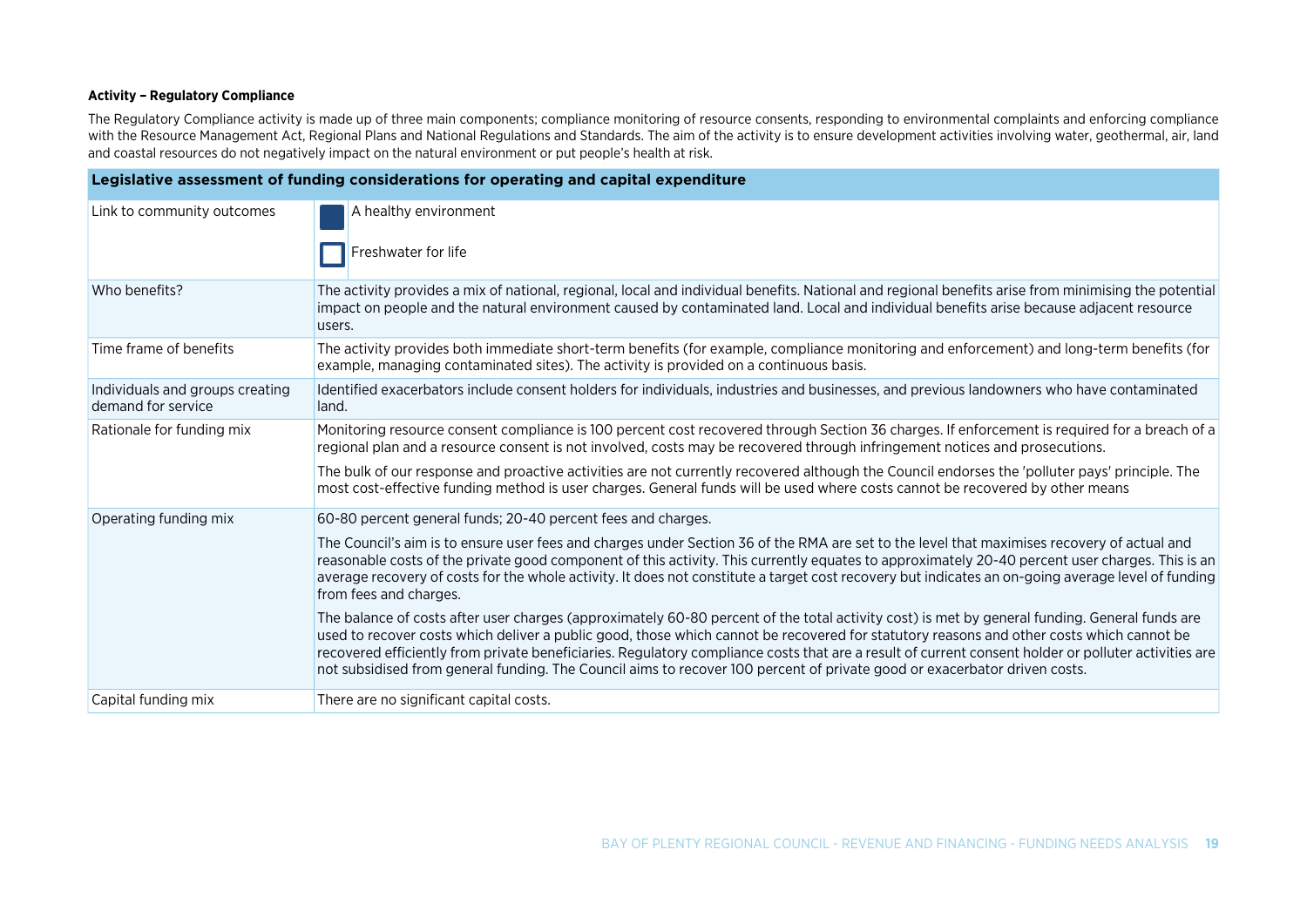**Activity – Regulatory Compliance**

The Regulatory Compliance activity is made up of three main components; compliance monitoring of resource consents, responding to environmental complaints and enforcing compliance with the Resource Management Act, Regional Plans and National Regulations and Standards. The aim of the activity is to ensure development activities involving water, geothermal, air, land and coastal resources do not negatively impact on the natural environment or put people's health at risk.

| **Legislative assessment of funding considerations for operating and capital expenditure** | |
|---|---|
| Link to community outcomes | ■ A healthy environment<br>□ Freshwater for life |
| Who benefits? | The activity provides a mix of national, regional, local and individual benefits. National and regional benefits arise from minimising the potential impact on people and the natural environment caused by contaminated land. Local and individual benefits arise because adjacent resource users. |
| Time frame of benefits | The activity provides both immediate short-term benefits (for example, compliance monitoring and enforcement) and long-term benefits (for example, managing contaminated sites). The activity is provided on a continuous basis. |
| Individuals and groups creating demand for service | Identified exacerbators include consent holders for individuals, industries and businesses, and previous landowners who have contaminated land. |
| Rationale for funding mix | Monitoring resource consent compliance is 100 percent cost recovered through Section 36 charges. If enforcement is required for a breach of a regional plan and a resource consent is not involved, costs may be recovered through infringement notices and prosecutions.<br><br>The bulk of our response and proactive activities are not currently recovered although the Council endorses the 'polluter pays' principle. The most cost-effective funding method is user charges. General funds will be used where costs cannot be recovered by other means |
| Operating funding mix | 60-80 percent general funds; 20-40 percent fees and charges.<br><br>The Council's aim is to ensure user fees and charges under Section 36 of the RMA are set to the level that maximises recovery of actual and reasonable costs of the private good component of this activity. This currently equates to approximately 20-40 percent user charges. This is an average recovery of costs for the whole activity. It does not constitute a target cost recovery but indicates an on-going average level of funding from fees and charges.<br><br>The balance of costs after user charges (approximately 60-80 percent of the total activity cost) is met by general funding. General funds are used to recover costs which deliver a public good, those which cannot be recovered for statutory reasons and other costs which cannot be recovered efficiently from private beneficiaries. Regulatory compliance costs that are a result of current consent holder or polluter activities are not subsidised from general funding. The Council aims to recover 100 percent of private good or exacerbator driven costs. |
| Capital funding mix | There are no significant capital costs. |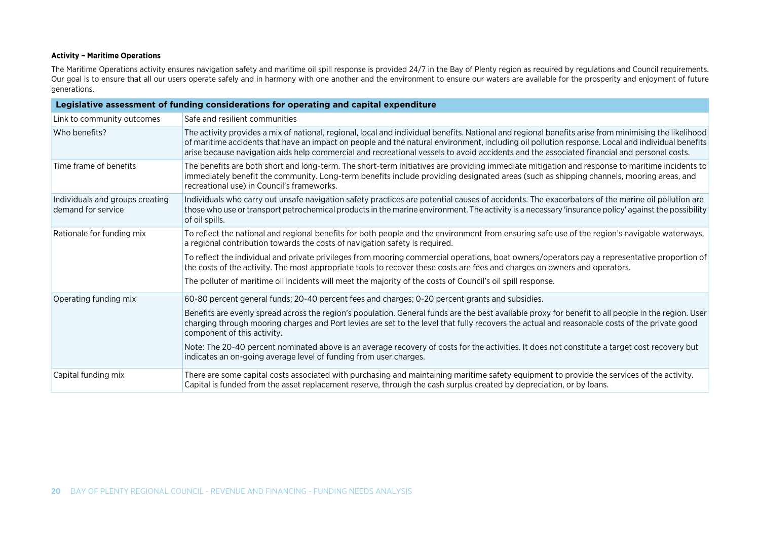**Activity – Maritime Operations**

The Maritime Operations activity ensures navigation safety and maritime oil spill response is provided 24/7 in the Bay of Plenty region as required by regulations and Council requirements. Our goal is to ensure that all our users operate safely and in harmony with one another and the environment to ensure our waters are available for the prosperity and enjoyment of future generations.

| Legislative assessment of funding considerations for operating and capital expenditure | |
|---|---|
| Link to community outcomes | Safe and resilient communities |
| Who benefits? | The activity provides a mix of national, regional, local and individual benefits. National and regional benefits arise from minimising the likelihood of maritime accidents that have an impact on people and the natural environment, including oil pollution response. Local and individual benefits arise because navigation aids help commercial and recreational vessels to avoid accidents and the associated financial and personal costs. |
| Time frame of benefits | The benefits are both short and long-term. The short-term initiatives are providing immediate mitigation and response to maritime incidents to immediately benefit the community. Long-term benefits include providing designated areas (such as shipping channels, mooring areas, and recreational use) in Council's frameworks. |
| Individuals and groups creating demand for service | Individuals who carry out unsafe navigation safety practices are potential causes of accidents. The exacerbators of the marine oil pollution are those who use or transport petrochemical products in the marine environment. The activity is a necessary 'insurance policy' against the possibility of oil spills. |
| Rationale for funding mix | To reflect the national and regional benefits for both people and the environment from ensuring safe use of the region's navigable waterways, a regional contribution towards the costs of navigation safety is required.<br><br>To reflect the individual and private privileges from mooring commercial operations, boat owners/operators pay a representative proportion of the costs of the activity. The most appropriate tools to recover these costs are fees and charges on owners and operators.<br><br>The polluter of maritime oil incidents will meet the majority of the costs of Council's oil spill response. |
| Operating funding mix | 60-80 percent general funds; 20-40 percent fees and charges; 0-20 percent grants and subsidies.<br><br>Benefits are evenly spread across the region's population. General funds are the best available proxy for benefit to all people in the region. User charging through mooring charges and Port levies are set to the level that fully recovers the actual and reasonable costs of the private good component of this activity.<br><br>Note: The 20-40 percent nominated above is an average recovery of costs for the activities. It does not constitute a target cost recovery but indicates an on-going average level of funding from user charges. |
| Capital funding mix | There are some capital costs associated with purchasing and maintaining maritime safety equipment to provide the services of the activity. Capital is funded from the asset replacement reserve, through the cash surplus created by depreciation, or by loans. |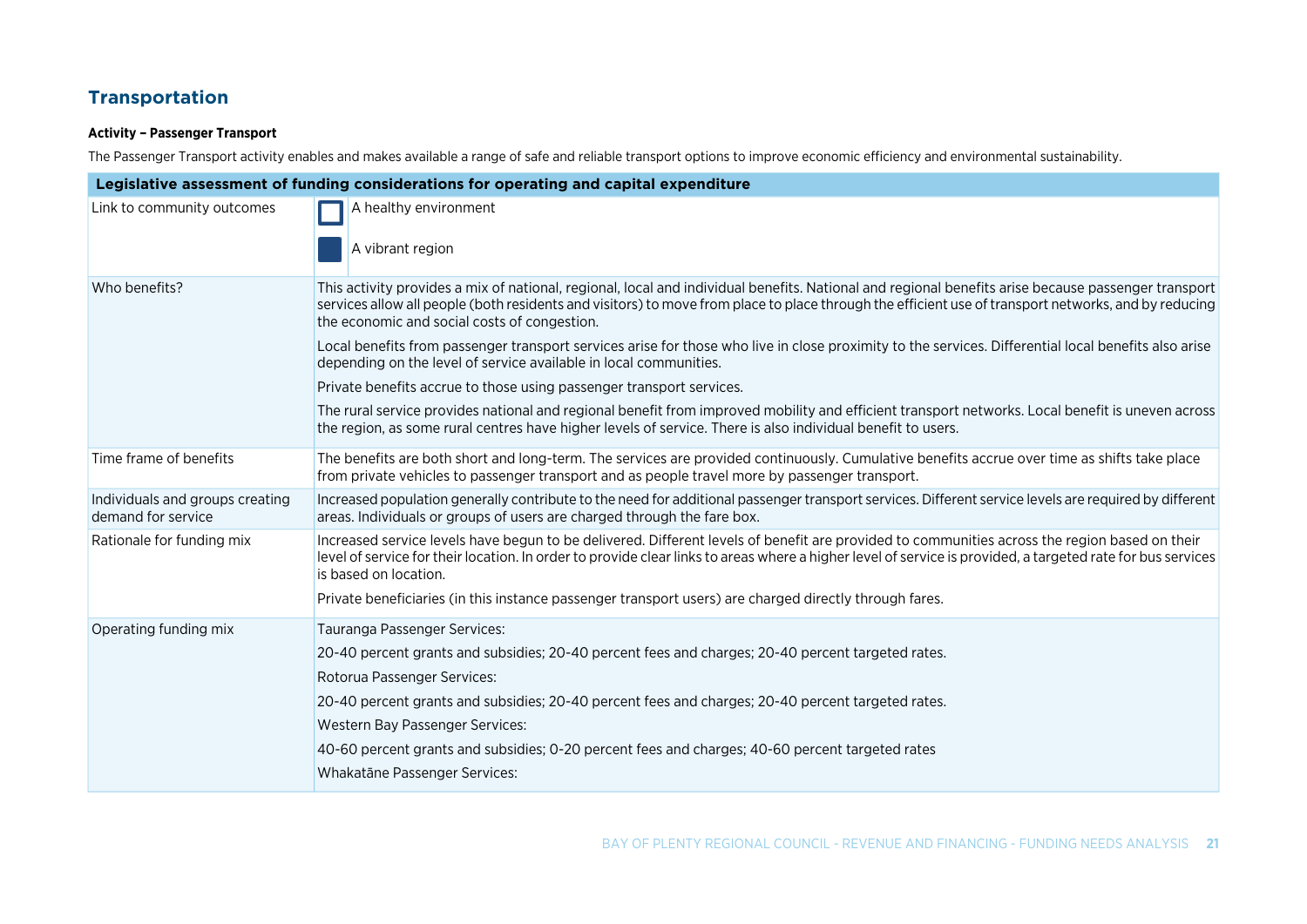## Transportation

**Activity – Passenger Transport**

The Passenger Transport activity enables and makes available a range of safe and reliable transport options to improve economic efficiency and environmental sustainability.

| Legislative assessment of funding considerations for operating and capital expenditure | |
|---|---|
| Link to community outcomes | ☐ A healthy environment<br>■ A vibrant region |
| Who benefits? | This activity provides a mix of national, regional, local and individual benefits. National and regional benefits arise because passenger transport services allow all people (both residents and visitors) to move from place to place through the efficient use of transport networks, and by reducing the economic and social costs of congestion.<br>Local benefits from passenger transport services arise for those who live in close proximity to the services. Differential local benefits also arise depending on the level of service available in local communities.<br>Private benefits accrue to those using passenger transport services.<br>The rural service provides national and regional benefit from improved mobility and efficient transport networks. Local benefit is uneven across the region, as some rural centres have higher levels of service. There is also individual benefit to users. |
| Time frame of benefits | The benefits are both short and long-term. The services are provided continuously. Cumulative benefits accrue over time as shifts take place from private vehicles to passenger transport and as people travel more by passenger transport. |
| Individuals and groups creating demand for service | Increased population generally contribute to the need for additional passenger transport services. Different service levels are required by different areas. Individuals or groups of users are charged through the fare box. |
| Rationale for funding mix | Increased service levels have begun to be delivered. Different levels of benefit are provided to communities across the region based on their level of service for their location. In order to provide clear links to areas where a higher level of service is provided, a targeted rate for bus services is based on location.<br>Private beneficiaries (in this instance passenger transport users) are charged directly through fares. |
| Operating funding mix | Tauranga Passenger Services:<br>20-40 percent grants and subsidies; 20-40 percent fees and charges; 20-40 percent targeted rates.<br>Rotorua Passenger Services:<br>20-40 percent grants and subsidies; 20-40 percent fees and charges; 20-40 percent targeted rates.<br>Western Bay Passenger Services:<br>40-60 percent grants and subsidies; 0-20 percent fees and charges; 40-60 percent targeted rates<br>Whakatāne Passenger Services: |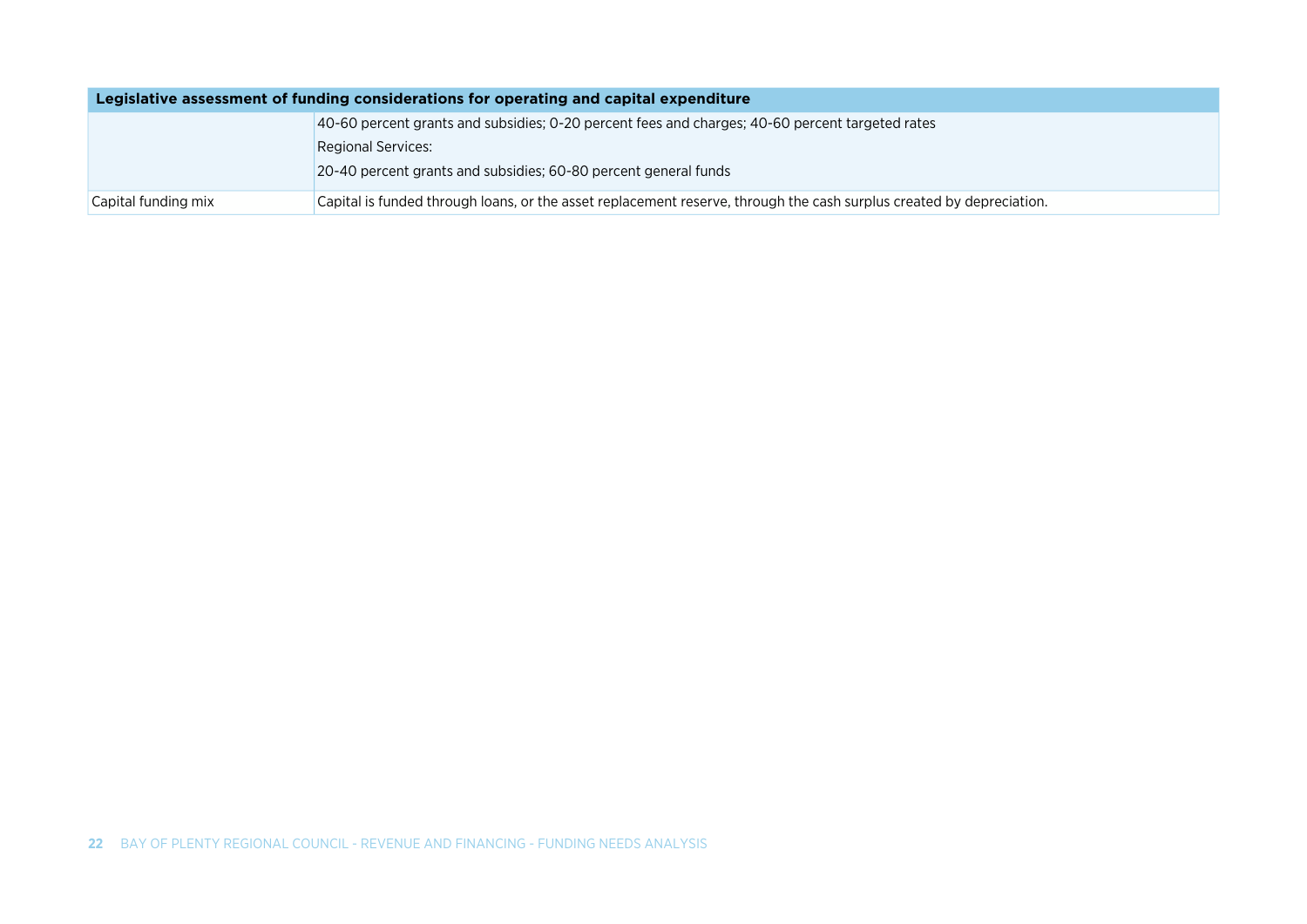| Legislative assessment of funding considerations for operating and capital expenditure | |
|---|---|
| | 40-60 percent grants and subsidies; 0-20 percent fees and charges; 40-60 percent targeted rates<br>Regional Services:<br>20-40 percent grants and subsidies; 60-80 percent general funds |
| Capital funding mix | Capital is funded through loans, or the asset replacement reserve, through the cash surplus created by depreciation. |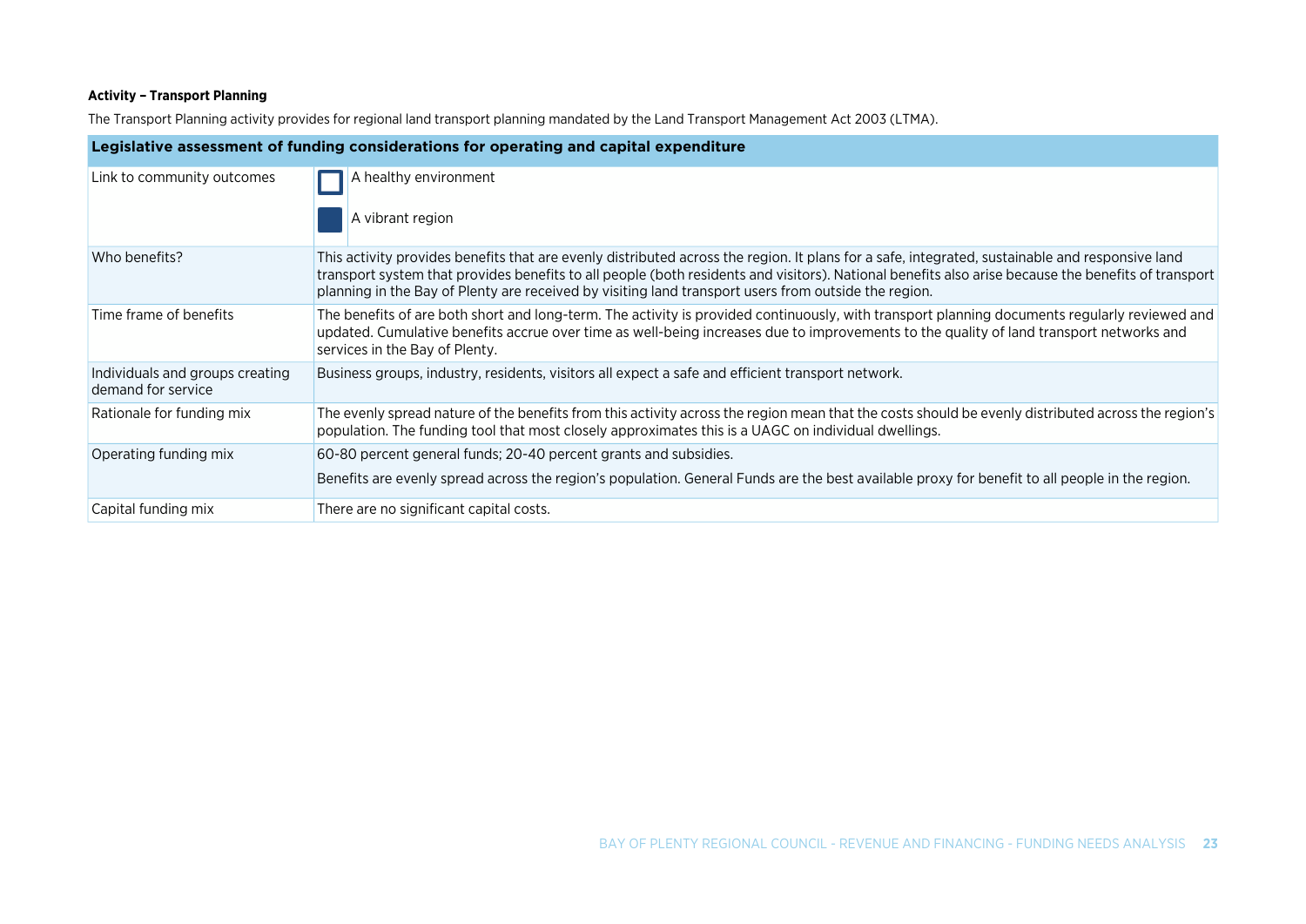**Activity – Transport Planning**

The Transport Planning activity provides for regional land transport planning mandated by the Land Transport Management Act 2003 (LTMA).

| Legislative assessment of funding considerations for operating and capital expenditure | |
|---|---|
| Link to community outcomes | ☐ A healthy environment<br>■ A vibrant region |
| Who benefits? | This activity provides benefits that are evenly distributed across the region. It plans for a safe, integrated, sustainable and responsive land transport system that provides benefits to all people (both residents and visitors). National benefits also arise because the benefits of transport planning in the Bay of Plenty are received by visiting land transport users from outside the region. |
| Time frame of benefits | The benefits of are both short and long-term. The activity is provided continuously, with transport planning documents regularly reviewed and updated. Cumulative benefits accrue over time as well-being increases due to improvements to the quality of land transport networks and services in the Bay of Plenty. |
| Individuals and groups creating demand for service | Business groups, industry, residents, visitors all expect a safe and efficient transport network. |
| Rationale for funding mix | The evenly spread nature of the benefits from this activity across the region mean that the costs should be evenly distributed across the region's population. The funding tool that most closely approximates this is a UAGC on individual dwellings. |
| Operating funding mix | 60-80 percent general funds; 20-40 percent grants and subsidies.<br>Benefits are evenly spread across the region's population. General Funds are the best available proxy for benefit to all people in the region. |
| Capital funding mix | There are no significant capital costs. |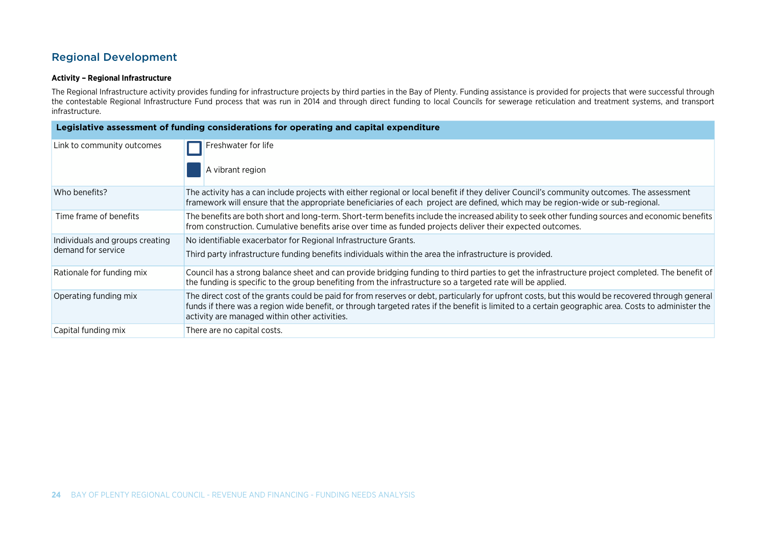## Regional Development

**Activity – Regional Infrastructure**

The Regional Infrastructure activity provides funding for infrastructure projects by third parties in the Bay of Plenty. Funding assistance is provided for projects that were successful through the contestable Regional Infrastructure Fund process that was run in 2014 and through direct funding to local Councils for sewerage reticulation and treatment systems, and transport infrastructure.

| **Legislative assessment of funding considerations for operating and capital expenditure** | |
|---|---|
| Link to community outcomes | ☐ Freshwater for life<br>■ A vibrant region |
| Who benefits? | The activity has a can include projects with either regional or local benefit if they deliver Council's community outcomes. The assessment framework will ensure that the appropriate beneficiaries of each project are defined, which may be region-wide or sub-regional. |
| Time frame of benefits | The benefits are both short and long-term. Short-term benefits include the increased ability to seek other funding sources and economic benefits from construction. Cumulative benefits arise over time as funded projects deliver their expected outcomes. |
| Individuals and groups creating demand for service | No identifiable exacerbator for Regional Infrastructure Grants.<br>Third party infrastructure funding benefits individuals within the area the infrastructure is provided. |
| Rationale for funding mix | Council has a strong balance sheet and can provide bridging funding to third parties to get the infrastructure project completed. The benefit of the funding is specific to the group benefiting from the infrastructure so a targeted rate will be applied. |
| Operating funding mix | The direct cost of the grants could be paid for from reserves or debt, particularly for upfront costs, but this would be recovered through general funds if there was a region wide benefit, or through targeted rates if the benefit is limited to a certain geographic area. Costs to administer the activity are managed within other activities. |
| Capital funding mix | There are no capital costs. |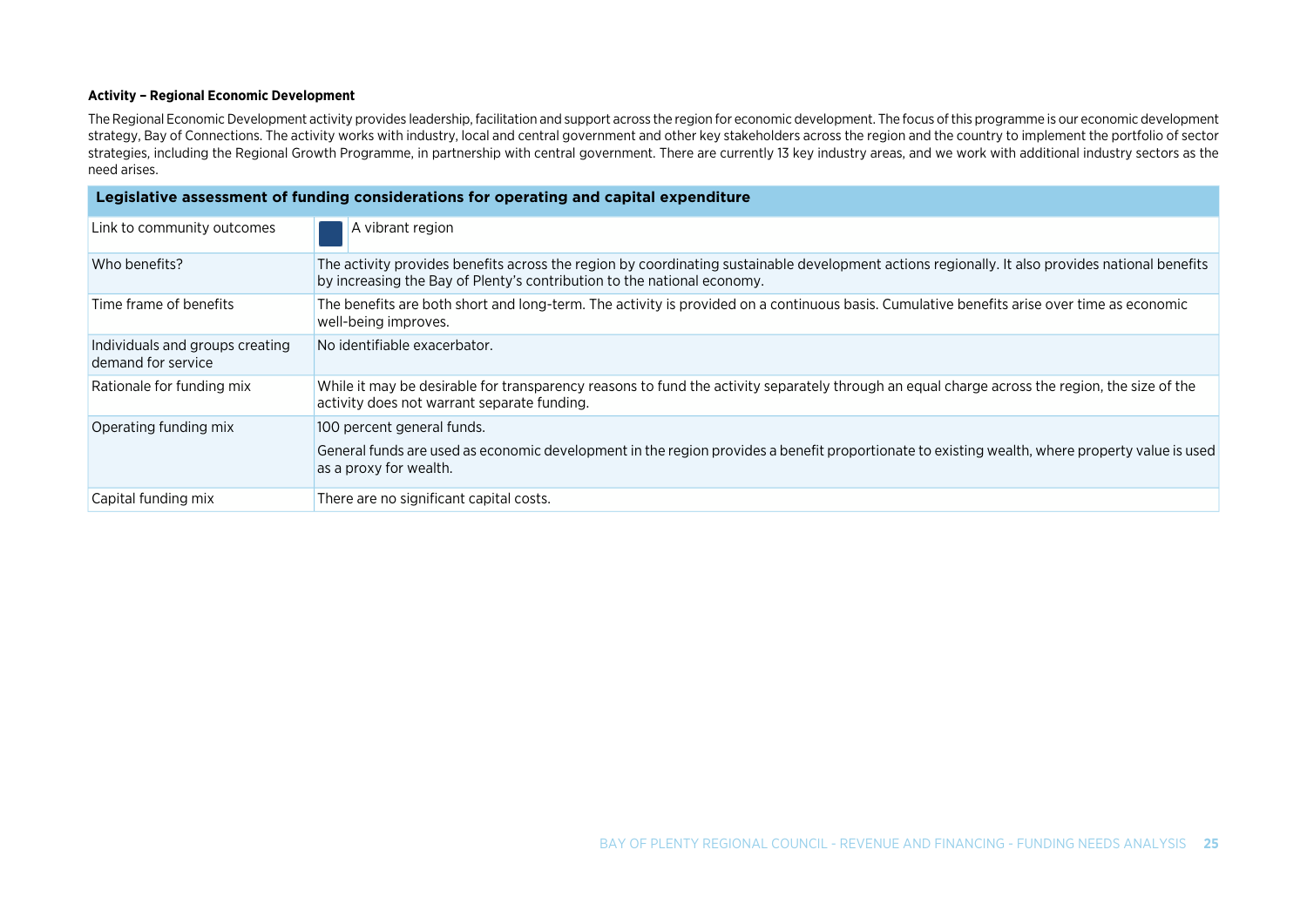**Activity – Regional Economic Development**

The Regional Economic Development activity provides leadership, facilitation and support across the region for economic development. The focus of this programme is our economic development strategy, Bay of Connections. The activity works with industry, local and central government and other key stakeholders across the region and the country to implement the portfolio of sector strategies, including the Regional Growth Programme, in partnership with central government. There are currently 13 key industry areas, and we work with additional industry sectors as the need arises.

| Legislative assessment of funding considerations for operating and capital expenditure | |
|---|---|
| Link to community outcomes | A vibrant region |
| Who benefits? | The activity provides benefits across the region by coordinating sustainable development actions regionally. It also provides national benefits by increasing the Bay of Plenty's contribution to the national economy. |
| Time frame of benefits | The benefits are both short and long-term. The activity is provided on a continuous basis. Cumulative benefits arise over time as economic well-being improves. |
| Individuals and groups creating demand for service | No identifiable exacerbator. |
| Rationale for funding mix | While it may be desirable for transparency reasons to fund the activity separately through an equal charge across the region, the size of the activity does not warrant separate funding. |
| Operating funding mix | 100 percent general funds.<br><br>General funds are used as economic development in the region provides a benefit proportionate to existing wealth, where property value is used as a proxy for wealth. |
| Capital funding mix | There are no significant capital costs. |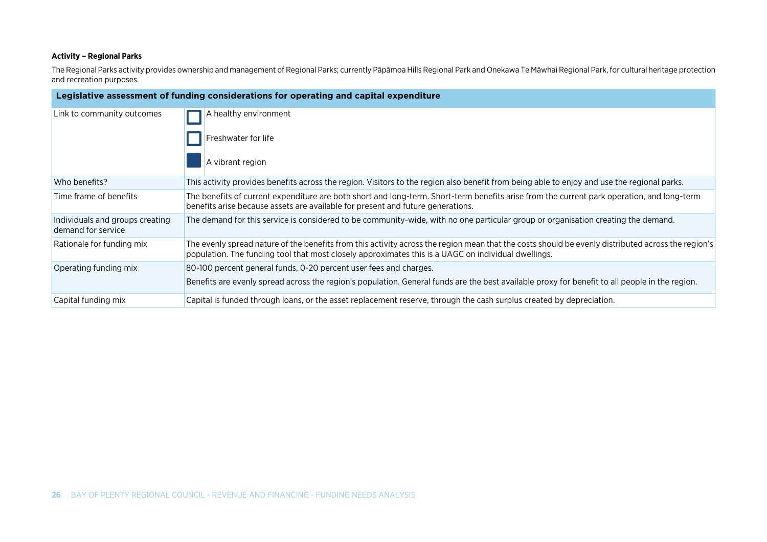#### Activity – Regional Parks

The Regional Parks activity provides ownership and management of Regional Parks; currently Pāpāmoa Hills Regional Park and Onekawa Te Māwhai Regional Park, for cultural heritage protection and recreation purposes.

| Legislative assessment of funding considerations for operating and capital expenditure | |
|---|---|
| Link to community outcomes | ☐ A healthy environment<br>☐ Freshwater for life<br>■ A vibrant region |
| Who benefits? | This activity provides benefits across the region. Visitors to the region also benefit from being able to enjoy and use the regional parks. |
| Time frame of benefits | The benefits of current expenditure are both short and long-term. Short-term benefits arise from the current park operation, and long-term benefits arise because assets are available for present and future generations. |
| Individuals and groups creating demand for service | The demand for this service is considered to be community-wide, with no one particular group or organisation creating the demand. |
| Rationale for funding mix | The evenly spread nature of the benefits from this activity across the region mean that the costs should be evenly distributed across the region's population. The funding tool that most closely approximates this is a UAGC on individual dwellings. |
| Operating funding mix | 80-100 percent general funds, 0-20 percent user fees and charges.<br>Benefits are evenly spread across the region's population. General funds are the best available proxy for benefit to all people in the region. |
| Capital funding mix | Capital is funded through loans, or the asset replacement reserve, through the cash surplus created by depreciation. |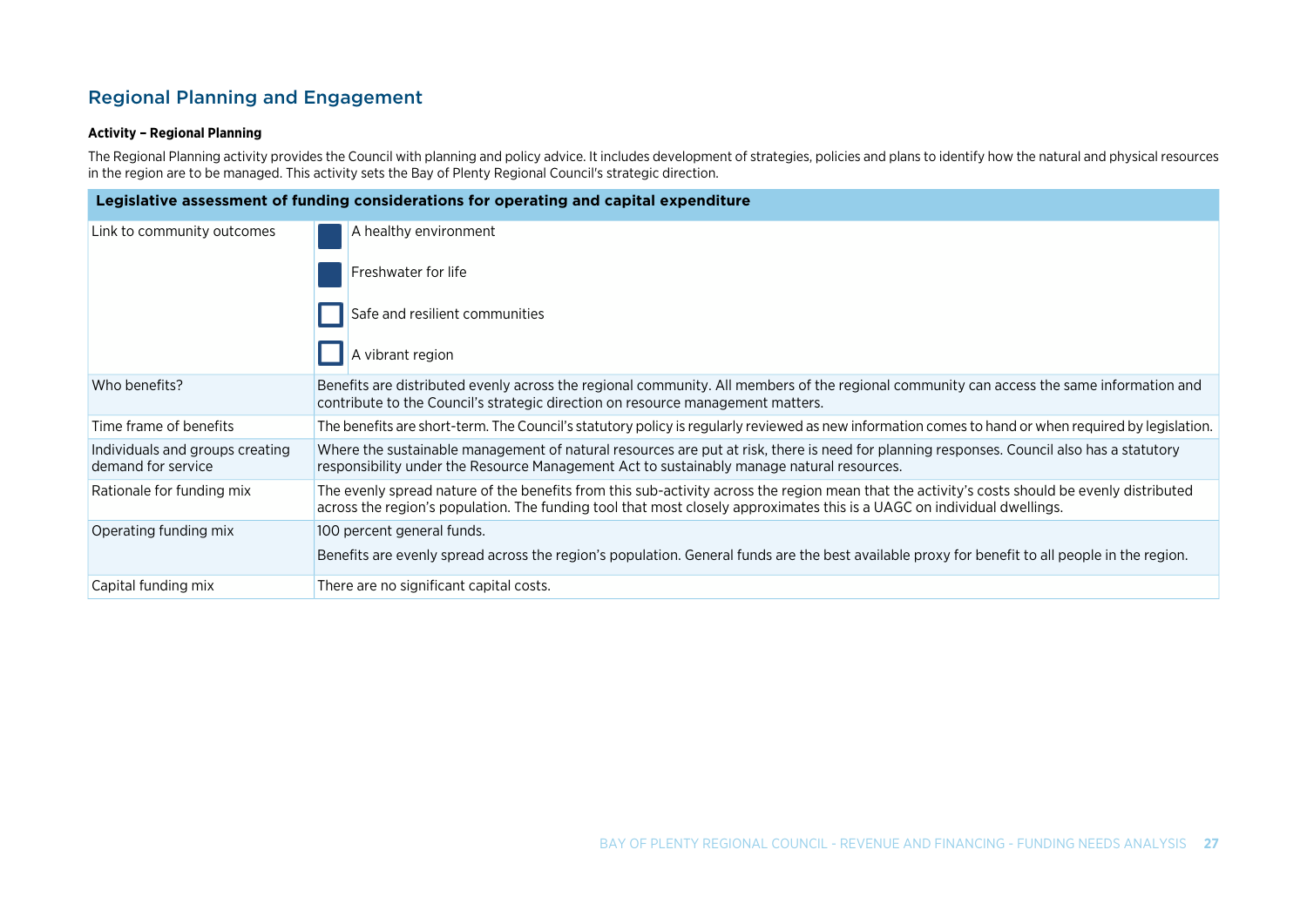## Regional Planning and Engagement

**Activity – Regional Planning**

The Regional Planning activity provides the Council with planning and policy advice. It includes development of strategies, policies and plans to identify how the natural and physical resources in the region are to be managed. This activity sets the Bay of Plenty Regional Council's strategic direction.

| Legislative assessment of funding considerations for operating and capital expenditure | |
|---|---|
| Link to community outcomes | ■ A healthy environment<br>■ Freshwater for life<br>□ Safe and resilient communities<br>□ A vibrant region |
| Who benefits? | Benefits are distributed evenly across the regional community. All members of the regional community can access the same information and contribute to the Council's strategic direction on resource management matters. |
| Time frame of benefits | The benefits are short-term. The Council's statutory policy is regularly reviewed as new information comes to hand or when required by legislation. |
| Individuals and groups creating demand for service | Where the sustainable management of natural resources are put at risk, there is need for planning responses. Council also has a statutory responsibility under the Resource Management Act to sustainably manage natural resources. |
| Rationale for funding mix | The evenly spread nature of the benefits from this sub-activity across the region mean that the activity's costs should be evenly distributed across the region's population. The funding tool that most closely approximates this is a UAGC on individual dwellings. |
| Operating funding mix | 100 percent general funds.<br>Benefits are evenly spread across the region's population. General funds are the best available proxy for benefit to all people in the region. |
| Capital funding mix | There are no significant capital costs. |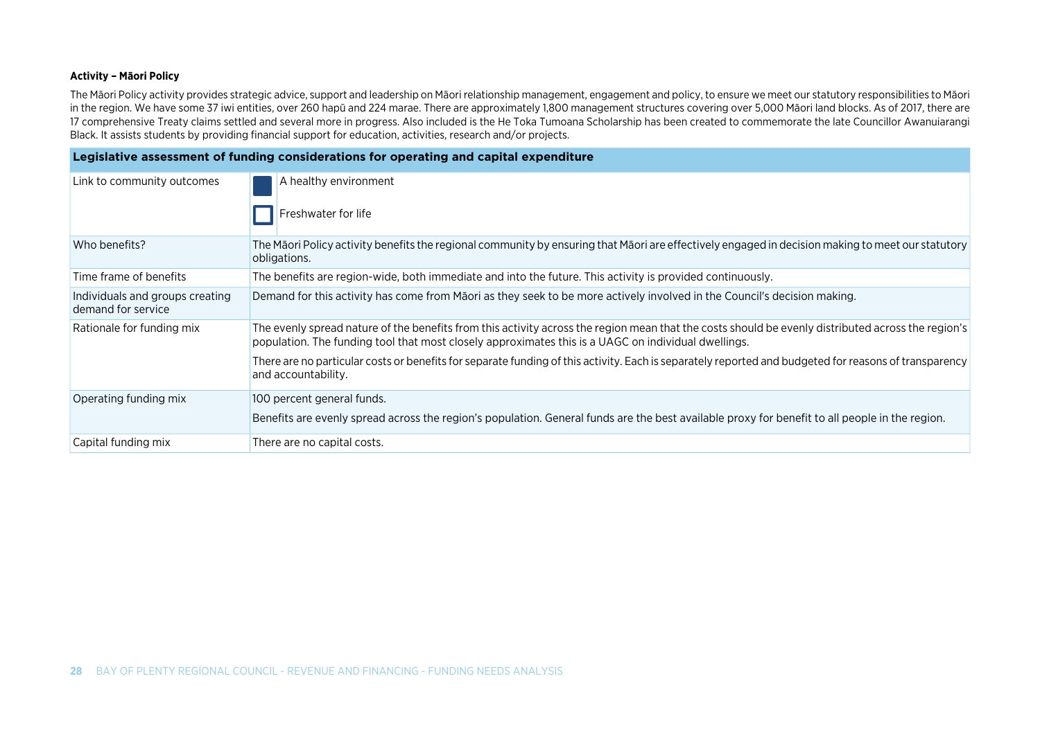**Activity – Māori Policy**

The Māori Policy activity provides strategic advice, support and leadership on Māori relationship management, engagement and policy, to ensure we meet our statutory responsibilities to Māori in the region. We have some 37 iwi entities, over 260 hapū and 224 marae. There are approximately 1,800 management structures covering over 5,000 Māori land blocks. As of 2017, there are 17 comprehensive Treaty claims settled and several more in progress. Also included is the He Toka Tumoana Scholarship has been created to commemorate the late Councillor Awanuiarangi Black. It assists students by providing financial support for education, activities, research and/or projects.

| **Legislative assessment of funding considerations for operating and capital expenditure** | |
|---|---|
| Link to community outcomes | ■ A healthy environment<br><br>☐ Freshwater for life |
| Who benefits? | The Māori Policy activity benefits the regional community by ensuring that Māori are effectively engaged in decision making to meet our statutory obligations. |
| Time frame of benefits | The benefits are region-wide, both immediate and into the future. This activity is provided continuously. |
| Individuals and groups creating demand for service | Demand for this activity has come from Māori as they seek to be more actively involved in the Council's decision making. |
| Rationale for funding mix | The evenly spread nature of the benefits from this activity across the region mean that the costs should be evenly distributed across the region's population. The funding tool that most closely approximates this is a UAGC on individual dwellings.<br><br>There are no particular costs or benefits for separate funding of this activity. Each is separately reported and budgeted for reasons of transparency and accountability. |
| Operating funding mix | 100 percent general funds.<br><br>Benefits are evenly spread across the region's population. General funds are the best available proxy for benefit to all people in the region. |
| Capital funding mix | There are no capital costs. |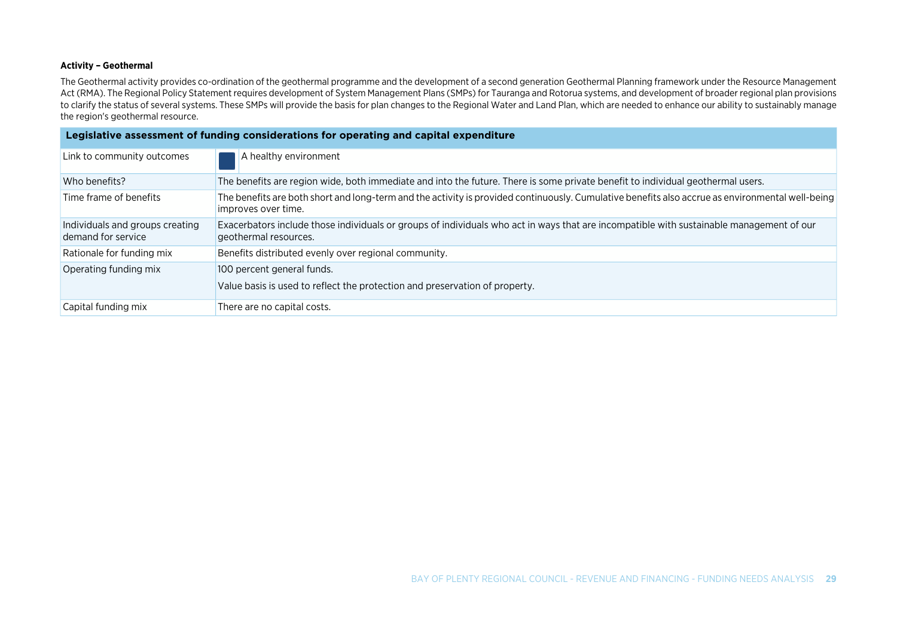**Activity – Geothermal**

The Geothermal activity provides co-ordination of the geothermal programme and the development of a second generation Geothermal Planning framework under the Resource Management Act (RMA). The Regional Policy Statement requires development of System Management Plans (SMPs) for Tauranga and Rotorua systems, and development of broader regional plan provisions to clarify the status of several systems. These SMPs will provide the basis for plan changes to the Regional Water and Land Plan, which are needed to enhance our ability to sustainably manage the region's geothermal resource.

| Legislative assessment of funding considerations for operating and capital expenditure | |
|---|---|
| Link to community outcomes | A healthy environment |
| Who benefits? | The benefits are region wide, both immediate and into the future. There is some private benefit to individual geothermal users. |
| Time frame of benefits | The benefits are both short and long-term and the activity is provided continuously. Cumulative benefits also accrue as environmental well-being improves over time. |
| Individuals and groups creating demand for service | Exacerbators include those individuals or groups of individuals who act in ways that are incompatible with sustainable management of our geothermal resources. |
| Rationale for funding mix | Benefits distributed evenly over regional community. |
| Operating funding mix | 100 percent general funds.<br><br>Value basis is used to reflect the protection and preservation of property. |
| Capital funding mix | There are no capital costs. |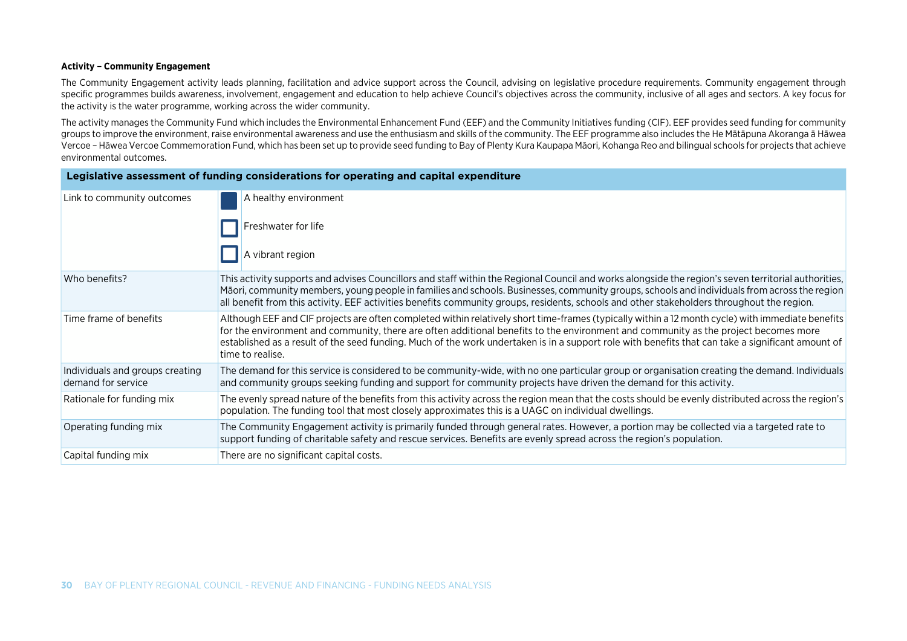**Activity – Community Engagement**

The Community Engagement activity leads planning, facilitation and advice support across the Council, advising on legislative procedure requirements. Community engagement through specific programmes builds awareness, involvement, engagement and education to help achieve Council's objectives across the community, inclusive of all ages and sectors. A key focus for the activity is the water programme, working across the wider community.

The activity manages the Community Fund which includes the Environmental Enhancement Fund (EEF) and the Community Initiatives funding (CIF). EEF provides seed funding for community groups to improve the environment, raise environmental awareness and use the enthusiasm and skills of the community. The EEF programme also includes the He Mātāpuna Akoranga ā Hāwea Vercoe – Hāwea Vercoe Commemoration Fund, which has been set up to provide seed funding to Bay of Plenty Kura Kaupapa Māori, Kohanga Reo and bilingual schools for projects that achieve environmental outcomes.

| Legislative assessment of funding considerations for operating and capital expenditure | |
|---|---|
| Link to community outcomes | ■ A healthy environment<br>□ Freshwater for life<br>□ A vibrant region |
| Who benefits? | This activity supports and advises Councillors and staff within the Regional Council and works alongside the region's seven territorial authorities, Māori, community members, young people in families and schools. Businesses, community groups, schools and individuals from across the region all benefit from this activity. EEF activities benefits community groups, residents, schools and other stakeholders throughout the region. |
| Time frame of benefits | Although EEF and CIF projects are often completed within relatively short time-frames (typically within a 12 month cycle) with immediate benefits for the environment and community, there are often additional benefits to the environment and community as the project becomes more established as a result of the seed funding. Much of the work undertaken is in a support role with benefits that can take a significant amount of time to realise. |
| Individuals and groups creating demand for service | The demand for this service is considered to be community-wide, with no one particular group or organisation creating the demand. Individuals and community groups seeking funding and support for community projects have driven the demand for this activity. |
| Rationale for funding mix | The evenly spread nature of the benefits from this activity across the region mean that the costs should be evenly distributed across the region's population. The funding tool that most closely approximates this is a UAGC on individual dwellings. |
| Operating funding mix | The Community Engagement activity is primarily funded through general rates. However, a portion may be collected via a targeted rate to support funding of charitable safety and rescue services. Benefits are evenly spread across the region's population. |
| Capital funding mix | There are no significant capital costs. |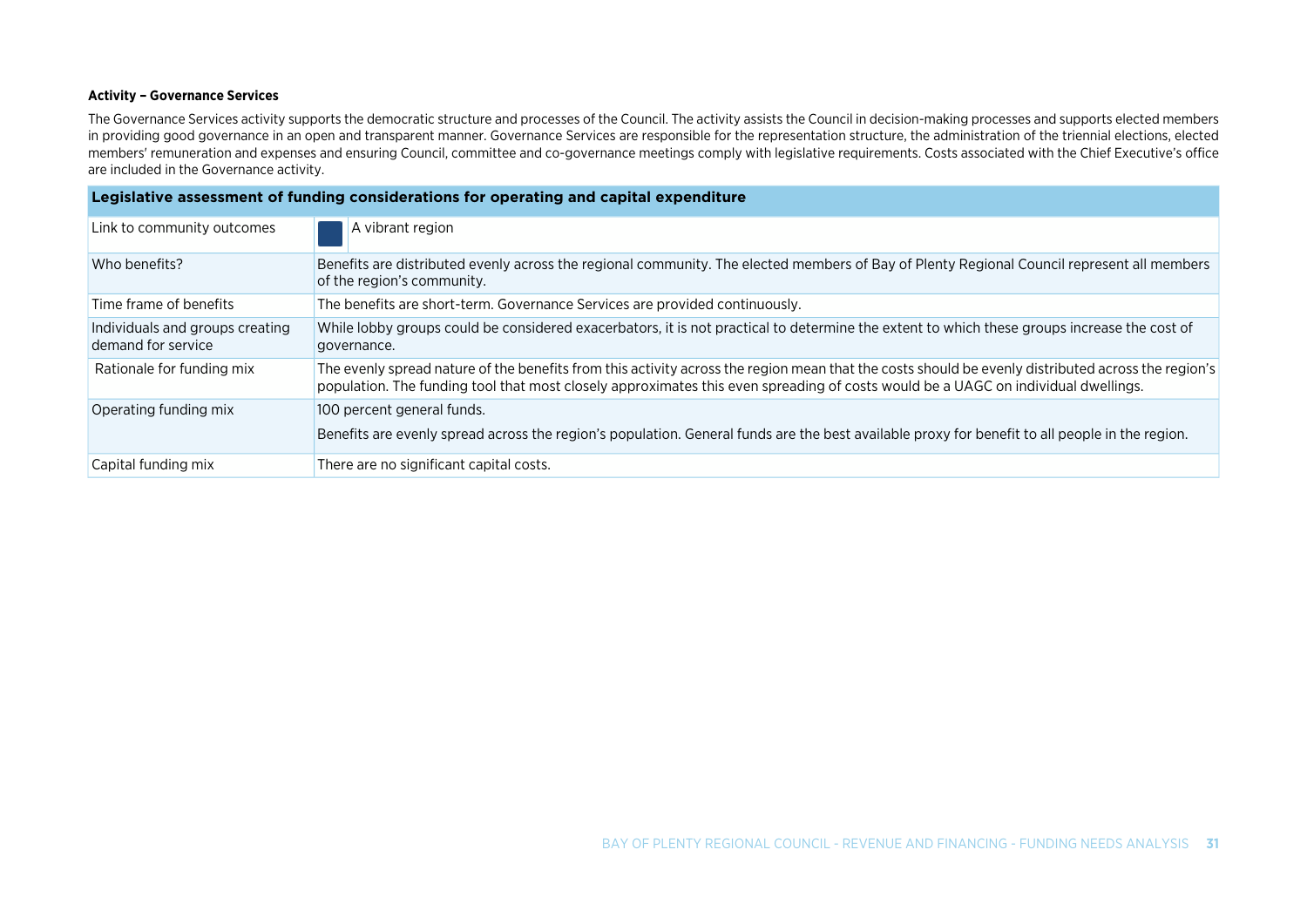**Activity – Governance Services**

The Governance Services activity supports the democratic structure and processes of the Council. The activity assists the Council in decision-making processes and supports elected members in providing good governance in an open and transparent manner. Governance Services are responsible for the representation structure, the administration of the triennial elections, elected members' remuneration and expenses and ensuring Council, committee and co-governance meetings comply with legislative requirements. Costs associated with the Chief Executive's office are included in the Governance activity.

| Legislative assessment of funding considerations for operating and capital expenditure | |
|---|---|
| Link to community outcomes | A vibrant region |
| Who benefits? | Benefits are distributed evenly across the regional community. The elected members of Bay of Plenty Regional Council represent all members of the region's community. |
| Time frame of benefits | The benefits are short-term. Governance Services are provided continuously. |
| Individuals and groups creating demand for service | While lobby groups could be considered exacerbators, it is not practical to determine the extent to which these groups increase the cost of governance. |
| Rationale for funding mix | The evenly spread nature of the benefits from this activity across the region mean that the costs should be evenly distributed across the region's population. The funding tool that most closely approximates this even spreading of costs would be a UAGC on individual dwellings. |
| Operating funding mix | 100 percent general funds.<br><br>Benefits are evenly spread across the region's population. General funds are the best available proxy for benefit to all people in the region. |
| Capital funding mix | There are no significant capital costs. |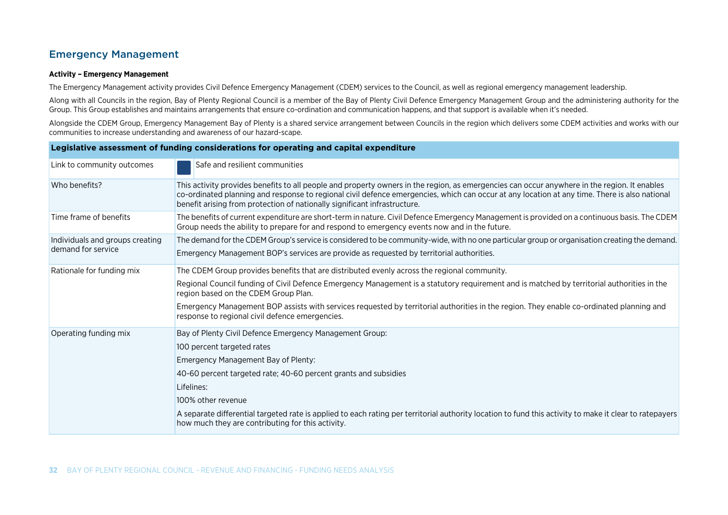## Emergency Management

**Activity – Emergency Management**

The Emergency Management activity provides Civil Defence Emergency Management (CDEM) services to the Council, as well as regional emergency management leadership.

Along with all Councils in the region, Bay of Plenty Regional Council is a member of the Bay of Plenty Civil Defence Emergency Management Group and the administering authority for the Group. This Group establishes and maintains arrangements that ensure co-ordination and communication happens, and that support is available when it's needed.

Alongside the CDEM Group, Emergency Management Bay of Plenty is a shared service arrangement between Councils in the region which delivers some CDEM activities and works with our communities to increase understanding and awareness of our hazard-scape.

| Legislative assessment of funding considerations for operating and capital expenditure | |
|---|---|
| Link to community outcomes | Safe and resilient communities |
| Who benefits? | This activity provides benefits to all people and property owners in the region, as emergencies can occur anywhere in the region. It enables co-ordinated planning and response to regional civil defence emergencies, which can occur at any location at any time. There is also national benefit arising from protection of nationally significant infrastructure. |
| Time frame of benefits | The benefits of current expenditure are short-term in nature. Civil Defence Emergency Management is provided on a continuous basis. The CDEM Group needs the ability to prepare for and respond to emergency events now and in the future. |
| Individuals and groups creating demand for service | The demand for the CDEM Group's service is considered to be community-wide, with no one particular group or organisation creating the demand.<br><br>Emergency Management BOP's services are provide as requested by territorial authorities. |
| Rationale for funding mix | The CDEM Group provides benefits that are distributed evenly across the regional community.<br><br>Regional Council funding of Civil Defence Emergency Management is a statutory requirement and is matched by territorial authorities in the region based on the CDEM Group Plan.<br><br>Emergency Management BOP assists with services requested by territorial authorities in the region. They enable co-ordinated planning and response to regional civil defence emergencies. |
| Operating funding mix | Bay of Plenty Civil Defence Emergency Management Group:<br><br>100 percent targeted rates<br><br>Emergency Management Bay of Plenty:<br><br>40-60 percent targeted rate; 40-60 percent grants and subsidies<br><br>Lifelines:<br><br>100% other revenue<br><br>A separate differential targeted rate is applied to each rating per territorial authority location to fund this activity to make it clear to ratepayers how much they are contributing for this activity. |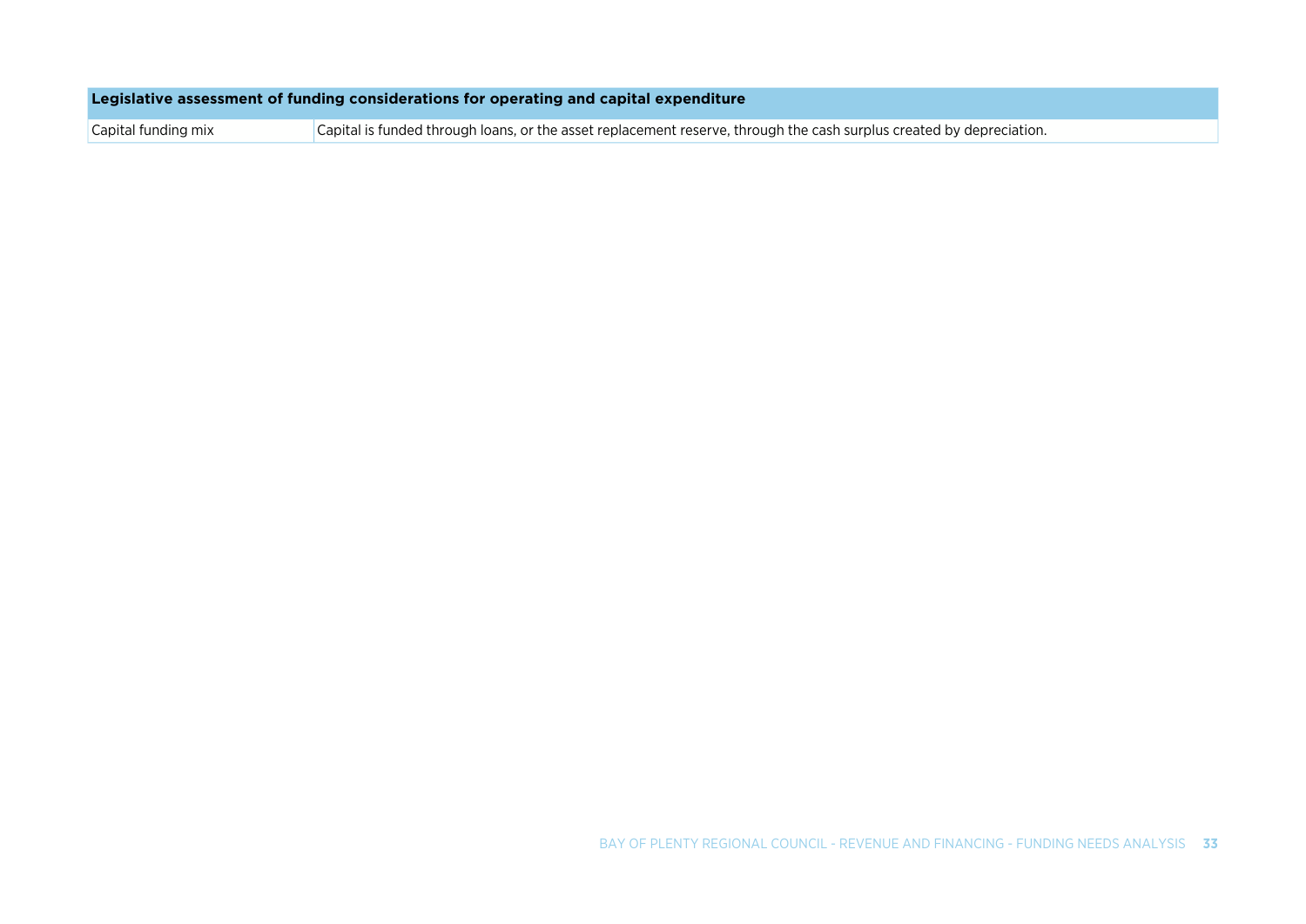| Legislative assessment of funding considerations for operating and capital expenditure | |
|---|---|
| Capital funding mix | Capital is funded through loans, or the asset replacement reserve, through the cash surplus created by depreciation. |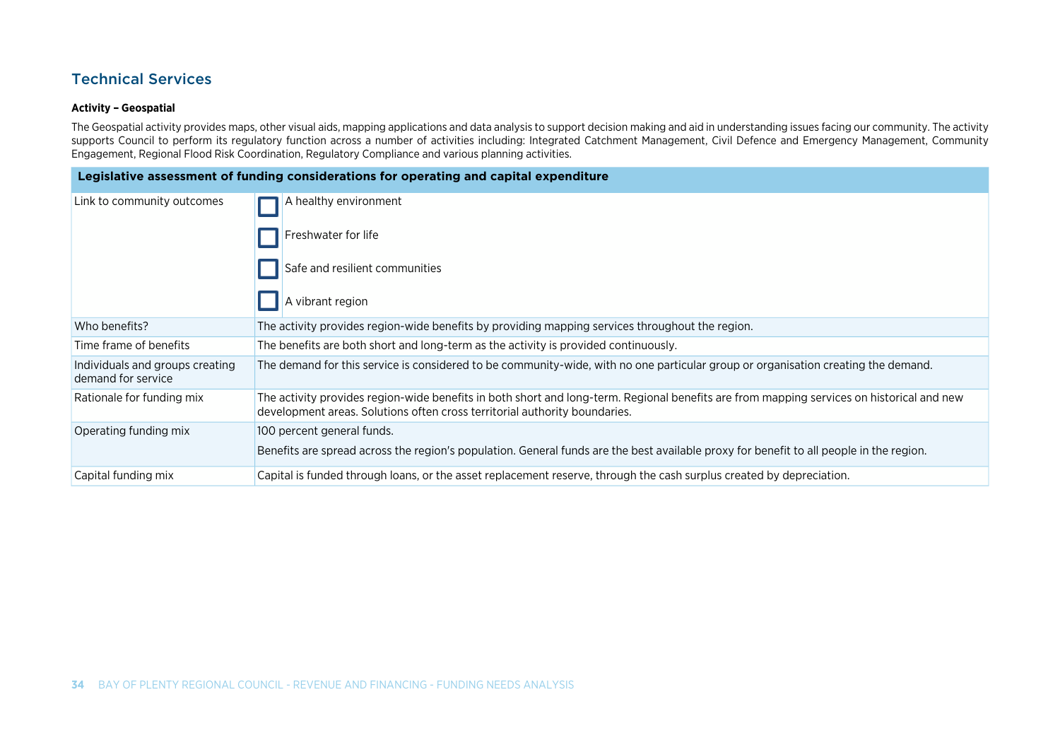## Technical Services

**Activity – Geospatial**

The Geospatial activity provides maps, other visual aids, mapping applications and data analysis to support decision making and aid in understanding issues facing our community. The activity supports Council to perform its regulatory function across a number of activities including: Integrated Catchment Management, Civil Defence and Emergency Management, Community Engagement, Regional Flood Risk Coordination, Regulatory Compliance and various planning activities.

| Legislative assessment of funding considerations for operating and capital expenditure | |
|---|---|
| Link to community outcomes | ☐ A healthy environment<br>☐ Freshwater for life<br>☐ Safe and resilient communities<br>☐ A vibrant region |
| Who benefits? | The activity provides region-wide benefits by providing mapping services throughout the region. |
| Time frame of benefits | The benefits are both short and long-term as the activity is provided continuously. |
| Individuals and groups creating demand for service | The demand for this service is considered to be community-wide, with no one particular group or organisation creating the demand. |
| Rationale for funding mix | The activity provides region-wide benefits in both short and long-term. Regional benefits are from mapping services on historical and new development areas. Solutions often cross territorial authority boundaries. |
| Operating funding mix | 100 percent general funds.<br>Benefits are spread across the region's population. General funds are the best available proxy for benefit to all people in the region. |
| Capital funding mix | Capital is funded through loans, or the asset replacement reserve, through the cash surplus created by depreciation. |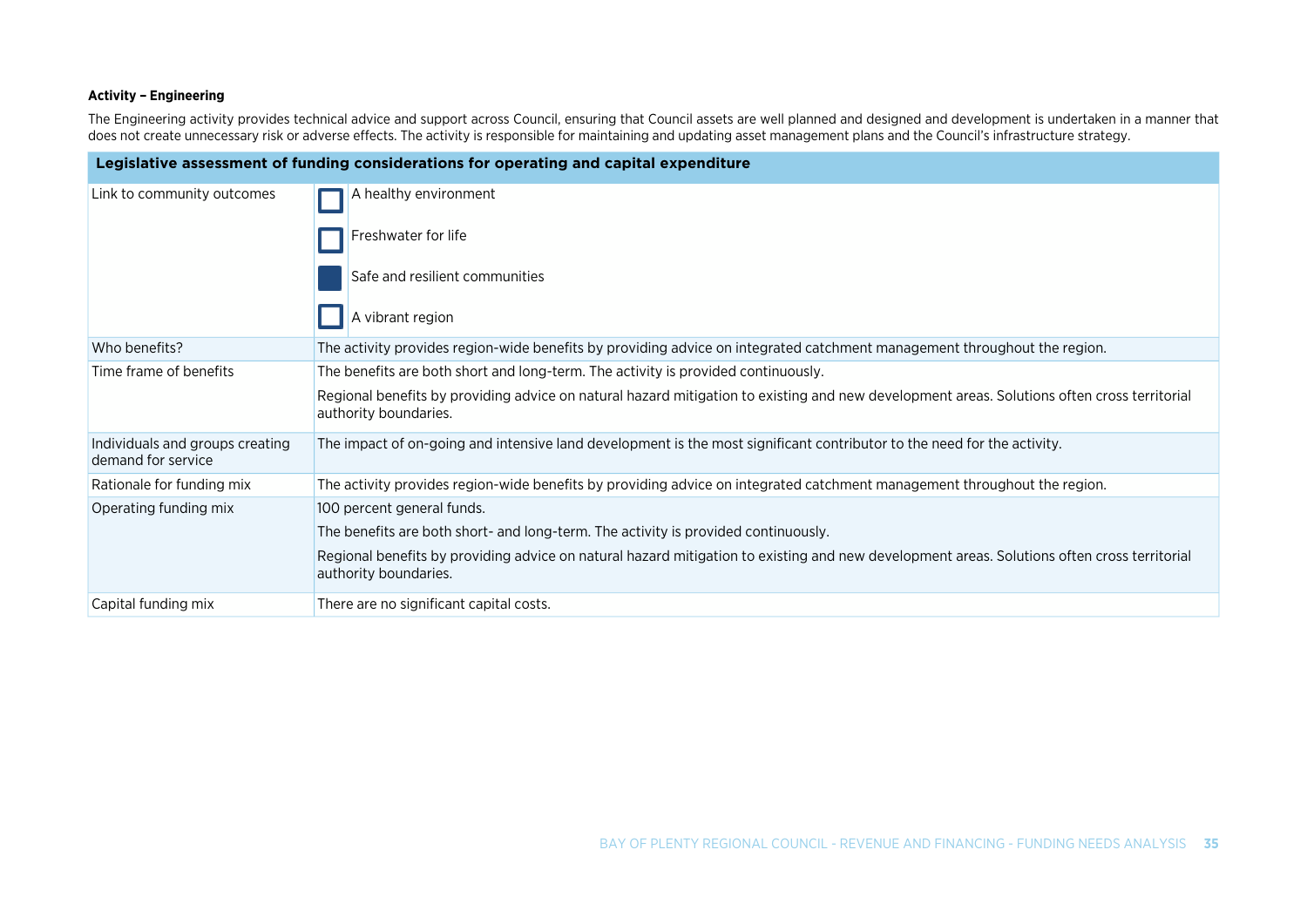**Activity – Engineering**

The Engineering activity provides technical advice and support across Council, ensuring that Council assets are well planned and designed and development is undertaken in a manner that does not create unnecessary risk or adverse effects. The activity is responsible for maintaining and updating asset management plans and the Council's infrastructure strategy.

| Legislative assessment of funding considerations for operating and capital expenditure | |
|---|---|
| Link to community outcomes | ☐ A healthy environment<br>☐ Freshwater for life<br>☑ Safe and resilient communities<br>☐ A vibrant region |
| Who benefits? | The activity provides region-wide benefits by providing advice on integrated catchment management throughout the region. |
| Time frame of benefits | The benefits are both short and long-term. The activity is provided continuously.<br><br>Regional benefits by providing advice on natural hazard mitigation to existing and new development areas. Solutions often cross territorial authority boundaries. |
| Individuals and groups creating demand for service | The impact of on-going and intensive land development is the most significant contributor to the need for the activity. |
| Rationale for funding mix | The activity provides region-wide benefits by providing advice on integrated catchment management throughout the region. |
| Operating funding mix | 100 percent general funds.<br><br>The benefits are both short- and long-term. The activity is provided continuously.<br><br>Regional benefits by providing advice on natural hazard mitigation to existing and new development areas. Solutions often cross territorial authority boundaries. |
| Capital funding mix | There are no significant capital costs. |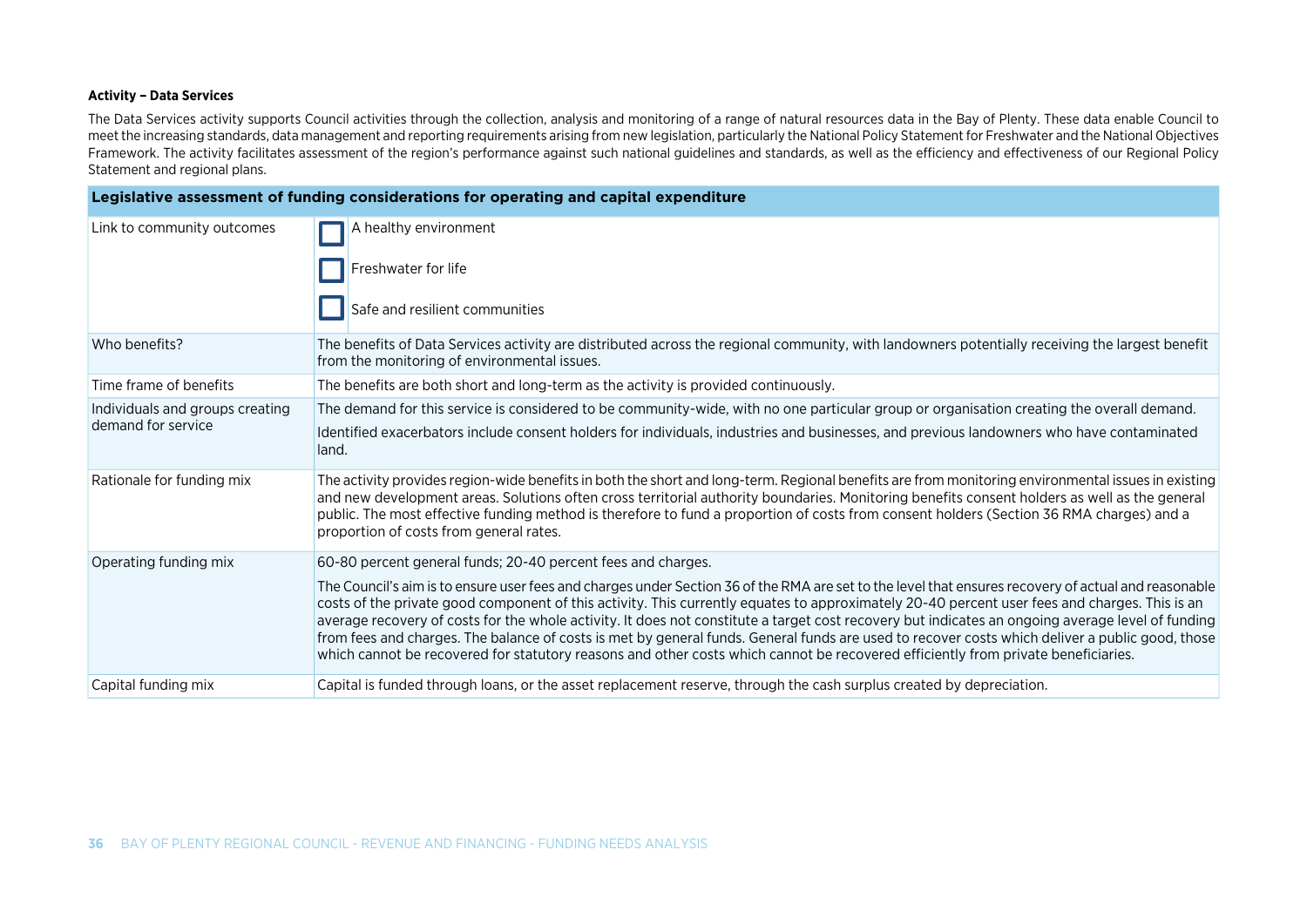**Activity – Data Services**

The Data Services activity supports Council activities through the collection, analysis and monitoring of a range of natural resources data in the Bay of Plenty. These data enable Council to meet the increasing standards, data management and reporting requirements arising from new legislation, particularly the National Policy Statement for Freshwater and the National Objectives Framework. The activity facilitates assessment of the region's performance against such national guidelines and standards, as well as the efficiency and effectiveness of our Regional Policy Statement and regional plans.

| Legislative assessment of funding considerations for operating and capital expenditure | |
|---|---|
| Link to community outcomes | ☐ A healthy environment<br>☐ Freshwater for life<br>☐ Safe and resilient communities |
| Who benefits? | The benefits of Data Services activity are distributed across the regional community, with landowners potentially receiving the largest benefit from the monitoring of environmental issues. |
| Time frame of benefits | The benefits are both short and long-term as the activity is provided continuously. |
| Individuals and groups creating demand for service | The demand for this service is considered to be community-wide, with no one particular group or organisation creating the overall demand.<br>Identified exacerbators include consent holders for individuals, industries and businesses, and previous landowners who have contaminated land. |
| Rationale for funding mix | The activity provides region-wide benefits in both the short and long-term. Regional benefits are from monitoring environmental issues in existing and new development areas. Solutions often cross territorial authority boundaries. Monitoring benefits consent holders as well as the general public. The most effective funding method is therefore to fund a proportion of costs from consent holders (Section 36 RMA charges) and a proportion of costs from general rates. |
| Operating funding mix | 60-80 percent general funds; 20-40 percent fees and charges.<br>The Council's aim is to ensure user fees and charges under Section 36 of the RMA are set to the level that ensures recovery of actual and reasonable costs of the private good component of this activity. This currently equates to approximately 20-40 percent user fees and charges. This is an average recovery of costs for the whole activity. It does not constitute a target cost recovery but indicates an ongoing average level of funding from fees and charges. The balance of costs is met by general funds. General funds are used to recover costs which deliver a public good, those which cannot be recovered for statutory reasons and other costs which cannot be recovered efficiently from private beneficiaries. |
| Capital funding mix | Capital is funded through loans, or the asset replacement reserve, through the cash surplus created by depreciation. |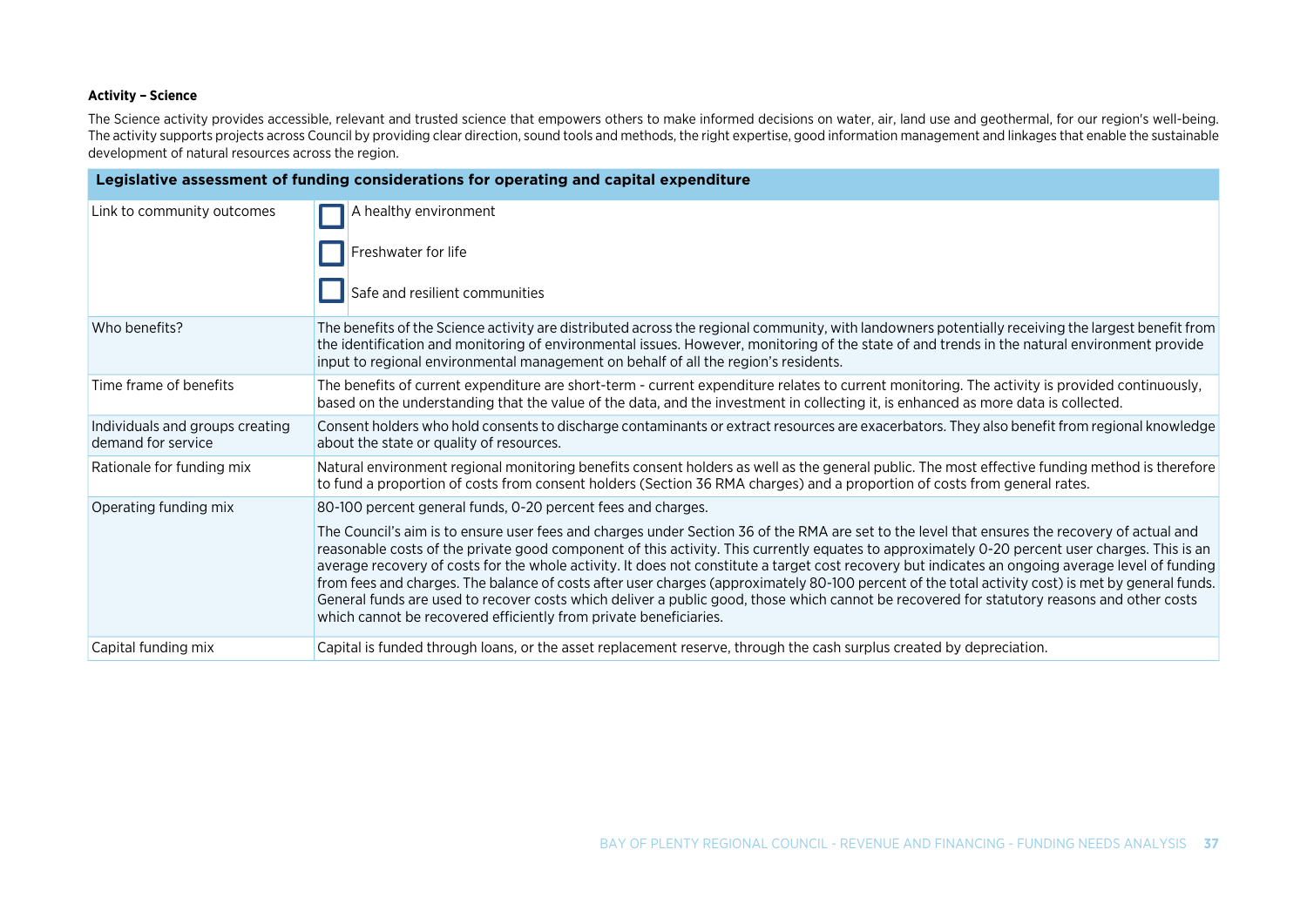**Activity – Science**

The Science activity provides accessible, relevant and trusted science that empowers others to make informed decisions on water, air, land use and geothermal, for our region's well-being. The activity supports projects across Council by providing clear direction, sound tools and methods, the right expertise, good information management and linkages that enable the sustainable development of natural resources across the region.

| Legislative assessment of funding considerations for operating and capital expenditure | |
|---|---|
| Link to community outcomes | A healthy environment<br>Freshwater for life<br>Safe and resilient communities |
| Who benefits? | The benefits of the Science activity are distributed across the regional community, with landowners potentially receiving the largest benefit from the identification and monitoring of environmental issues. However, monitoring of the state of and trends in the natural environment provide input to regional environmental management on behalf of all the region's residents. |
| Time frame of benefits | The benefits of current expenditure are short-term - current expenditure relates to current monitoring. The activity is provided continuously, based on the understanding that the value of the data, and the investment in collecting it, is enhanced as more data is collected. |
| Individuals and groups creating demand for service | Consent holders who hold consents to discharge contaminants or extract resources are exacerbators. They also benefit from regional knowledge about the state or quality of resources. |
| Rationale for funding mix | Natural environment regional monitoring benefits consent holders as well as the general public. The most effective funding method is therefore to fund a proportion of costs from consent holders (Section 36 RMA charges) and a proportion of costs from general rates. |
| Operating funding mix | 80-100 percent general funds, 0-20 percent fees and charges.<br><br>The Council's aim is to ensure user fees and charges under Section 36 of the RMA are set to the level that ensures the recovery of actual and reasonable costs of the private good component of this activity. This currently equates to approximately 0-20 percent user charges. This is an average recovery of costs for the whole activity. It does not constitute a target cost recovery but indicates an ongoing average level of funding from fees and charges. The balance of costs after user charges (approximately 80-100 percent of the total activity cost) is met by general funds. General funds are used to recover costs which deliver a public good, those which cannot be recovered for statutory reasons and other costs which cannot be recovered efficiently from private beneficiaries. |
| Capital funding mix | Capital is funded through loans, or the asset replacement reserve, through the cash surplus created by depreciation. |